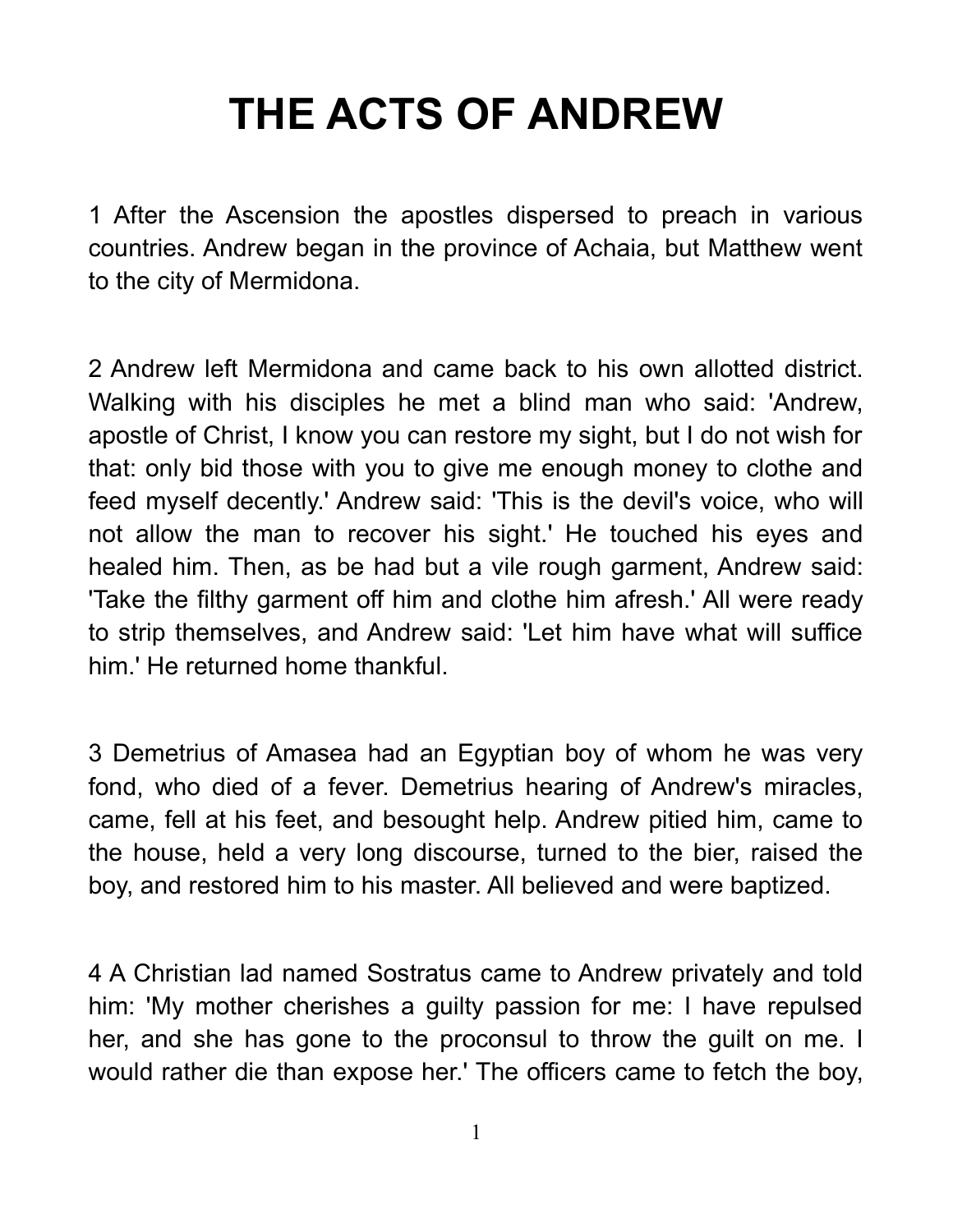# THE ACTS OF ANDREW

1 After the Ascension the apostles dispersed to preach in various countries. Andrew began in the province of Achaia, but Matthew went to the city of Mermidona.

2 Andrew left Mermidona and came back to his own allotted district. Walking with his disciples he met a blind man who said: 'Andrew, apostle of Christ, I know you can restore my sight, but I do not wish for that: only bid those with you to give me enough money to clothe and feed myself decently.' Andrew said: 'This is the devil's voice, who will not allow the man to recover his sight.' He touched his eyes and healed him. Then, as be had but a vile rough garment, Andrew said: 'Take the filthy garment off him and clothe him afresh.' All were ready to strip themselves, and Andrew said: 'Let him have what will suffice him.' He returned home thankful.

3 Demetrius of Amasea had an Egyptian boy of whom he was very fond, who died of a fever. Demetrius hearing of Andrew's miracles, came, fell at his feet, and besought help. Andrew pitied him, came to the house, held a very long discourse, turned to the bier, raised the boy, and restored him to his master. All believed and were baptized.

4 A Christian lad named Sostratus came to Andrew privately and told him: 'My mother cherishes a guilty passion for me: I have repulsed her, and she has gone to the proconsul to throw the guilt on me. I would rather die than expose her.' The officers came to fetch the boy,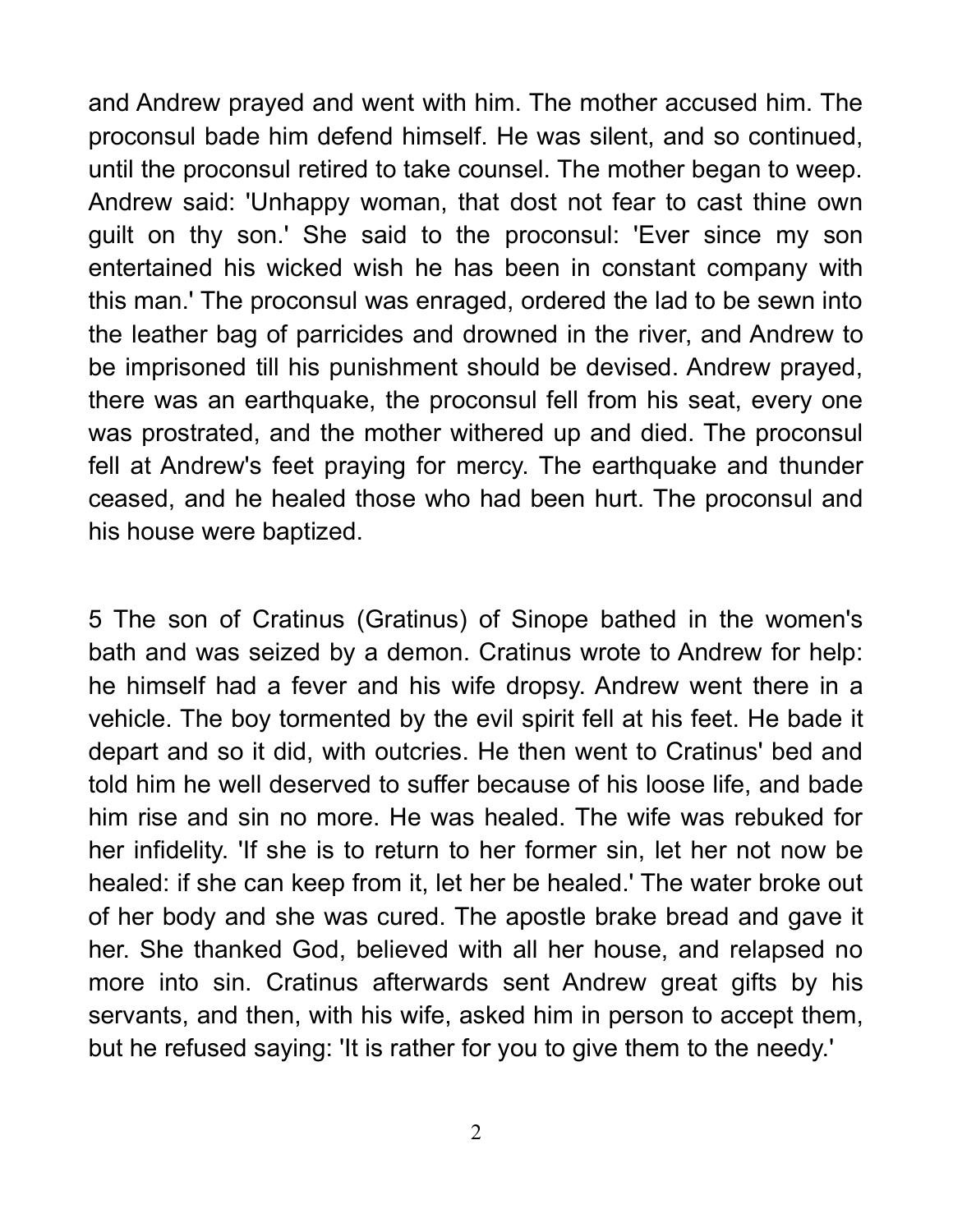and Andrew prayed and went with him. The mother accused him. The proconsul bade him defend himself. He was silent, and so continued, until the proconsul retired to take counsel. The mother began to weep. Andrew said: 'Unhappy woman, that dost not fear to cast thine own guilt on thy son.' She said to the proconsul: 'Ever since my son entertained his wicked wish he has been in constant company with this man.' The proconsul was enraged, ordered the lad to be sewn into the leather bag of parricides and drowned in the river, and Andrew to be imprisoned till his punishment should be devised. Andrew prayed, there was an earthquake, the proconsul fell from his seat, every one was prostrated, and the mother withered up and died. The proconsul fell at Andrew's feet praying for mercy. The earthquake and thunder ceased, and he healed those who had been hurt. The proconsul and his house were baptized.

5 The son of Cratinus (Gratinus) of Sinope bathed in the women's bath and was seized by a demon. Cratinus wrote to Andrew for help: he himself had a fever and his wife dropsy. Andrew went there in a vehicle. The boy tormented by the evil spirit fell at his feet. He bade it depart and so it did, with outcries. He then went to Cratinus' bed and told him he well deserved to suffer because of his loose life, and bade him rise and sin no more. He was healed. The wife was rebuked for her infidelity. 'If she is to return to her former sin, let her not now be healed: if she can keep from it, let her be healed.' The water broke out of her body and she was cured. The apostle brake bread and gave it her. She thanked God, believed with all her house, and relapsed no more into sin. Cratinus afterwards sent Andrew great gifts by his servants, and then, with his wife, asked him in person to accept them, but he refused saying: 'It is rather for you to give them to the needy.'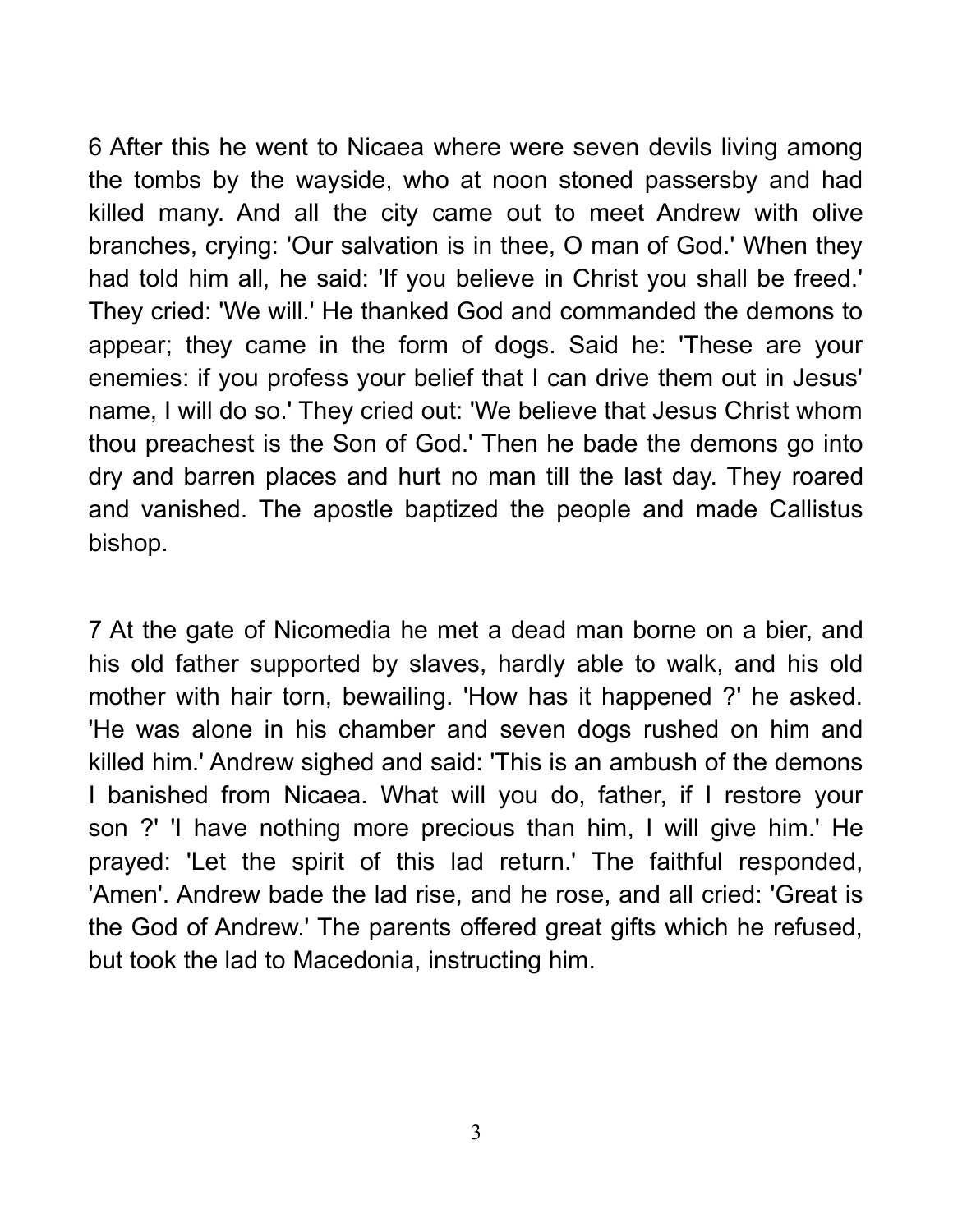6 After this he went to Nicaea where were seven devils living among the tombs by the wayside, who at noon stoned passersby and had killed many. And all the city came out to meet Andrew with olive branches, crying: 'Our salvation is in thee, O man of God.' When they had told him all, he said: 'If you believe in Christ you shall be freed.' They cried: 'We will.' He thanked God and commanded the demons to appear; they came in the form of dogs. Said he: 'These are your enemies: if you profess your belief that I can drive them out in Jesus' name, I will do so.' They cried out: 'We believe that Jesus Christ whom thou preachest is the Son of God.' Then he bade the demons go into dry and barren places and hurt no man till the last day. They roared and vanished. The apostle baptized the people and made Callistus bishop.

7 At the gate of Nicomedia he met a dead man borne on a bier, and his old father supported by slaves, hardly able to walk, and his old mother with hair torn, bewailing. 'How has it happened ?' he asked. 'He was alone in his chamber and seven dogs rushed on him and killed him.' Andrew sighed and said: 'This is an ambush of the demons I banished from Nicaea. What will you do, father, if I restore your son ?' 'I have nothing more precious than him, I will give him.' He prayed: 'Let the spirit of this lad return.' The faithful responded, 'Amen'. Andrew bade the lad rise, and he rose, and all cried: 'Great is the God of Andrew.' The parents offered great gifts which he refused, but took the lad to Macedonia, instructing him.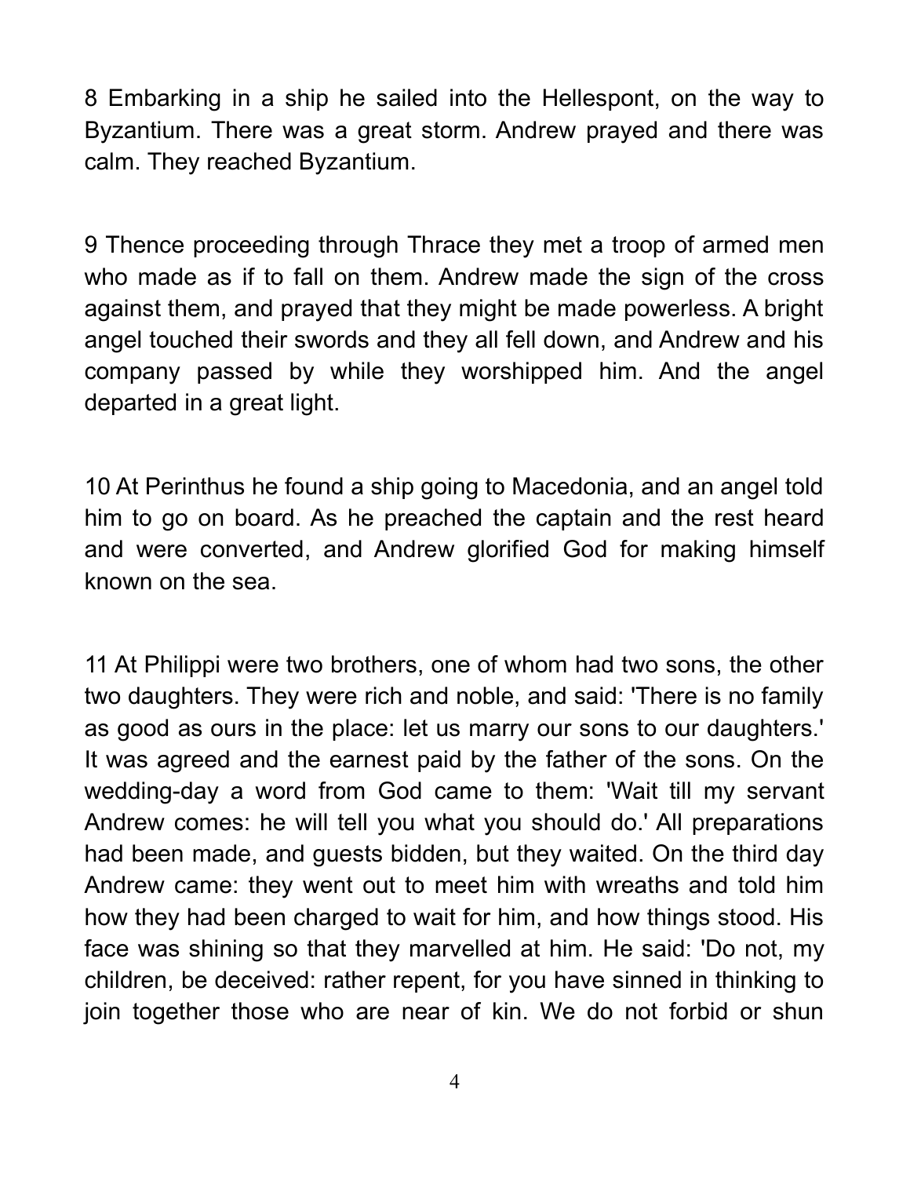8 Embarking in a ship he sailed into the Hellespont, on the way to Byzantium. There was a great storm. Andrew prayed and there was calm. They reached Byzantium.

9 Thence proceeding through Thrace they met a troop of armed men who made as if to fall on them. Andrew made the sign of the cross against them, and prayed that they might be made powerless. A bright angel touched their swords and they all fell down, and Andrew and his company passed by while they worshipped him. And the angel departed in a great light.

10 At Perinthus he found a ship going to Macedonia, and an angel told him to go on board. As he preached the captain and the rest heard and were converted, and Andrew glorified God for making himself known on the sea.

11 At Philippi were two brothers, one of whom had two sons, the other two daughters. They were rich and noble, and said: 'There is no family as good as ours in the place: let us marry our sons to our daughters.' It was agreed and the earnest paid by the father of the sons. On the wedding-day a word from God came to them: 'Wait till my servant Andrew comes: he will tell you what you should do.' All preparations had been made, and guests bidden, but they waited. On the third day Andrew came: they went out to meet him with wreaths and told him how they had been charged to wait for him, and how things stood. His face was shining so that they marvelled at him. He said: 'Do not, my children, be deceived: rather repent, for you have sinned in thinking to join together those who are near of kin. We do not forbid or shun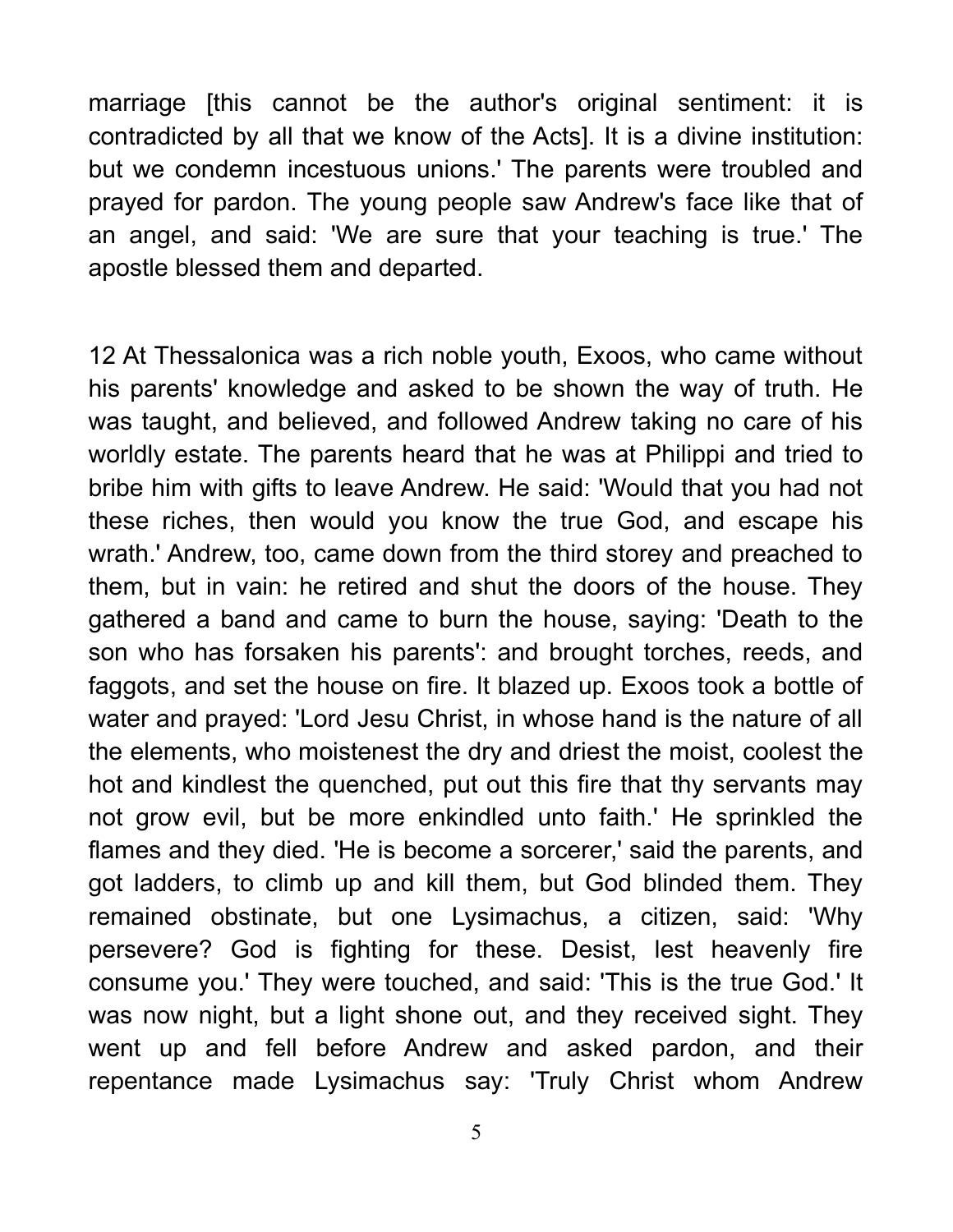marriage [this cannot be the author's original sentiment: it is contradicted by all that we know of the Acts]. It is a divine institution: but we condemn incestuous unions.' The parents were troubled and prayed for pardon. The young people saw Andrew's face like that of an angel, and said: 'We are sure that your teaching is true.' The apostle blessed them and departed.

12 At Thessalonica was a rich noble youth, Exoos, who came without his parents' knowledge and asked to be shown the way of truth. He was taught, and believed, and followed Andrew taking no care of his worldly estate. The parents heard that he was at Philippi and tried to bribe him with gifts to leave Andrew. He said: 'Would that you had not these riches, then would you know the true God, and escape his wrath.' Andrew, too, came down from the third storey and preached to them, but in vain: he retired and shut the doors of the house. They gathered a band and came to burn the house, saying: 'Death to the son who has forsaken his parents': and brought torches, reeds, and faggots, and set the house on fire. It blazed up. Exoos took a bottle of water and prayed: 'Lord Jesu Christ, in whose hand is the nature of all the elements, who moistenest the dry and driest the moist, coolest the hot and kindlest the quenched, put out this fire that thy servants may not grow evil, but be more enkindled unto faith.' He sprinkled the flames and they died. 'He is become a sorcerer,' said the parents, and got ladders, to climb up and kill them, but God blinded them. They remained obstinate, but one Lysimachus, a citizen, said: 'Why persevere? God is fighting for these. Desist, lest heavenly fire consume you.' They were touched, and said: 'This is the true God.' It was now night, but a light shone out, and they received sight. They went up and fell before Andrew and asked pardon, and their repentance made Lysimachus say: 'Truly Christ whom Andrew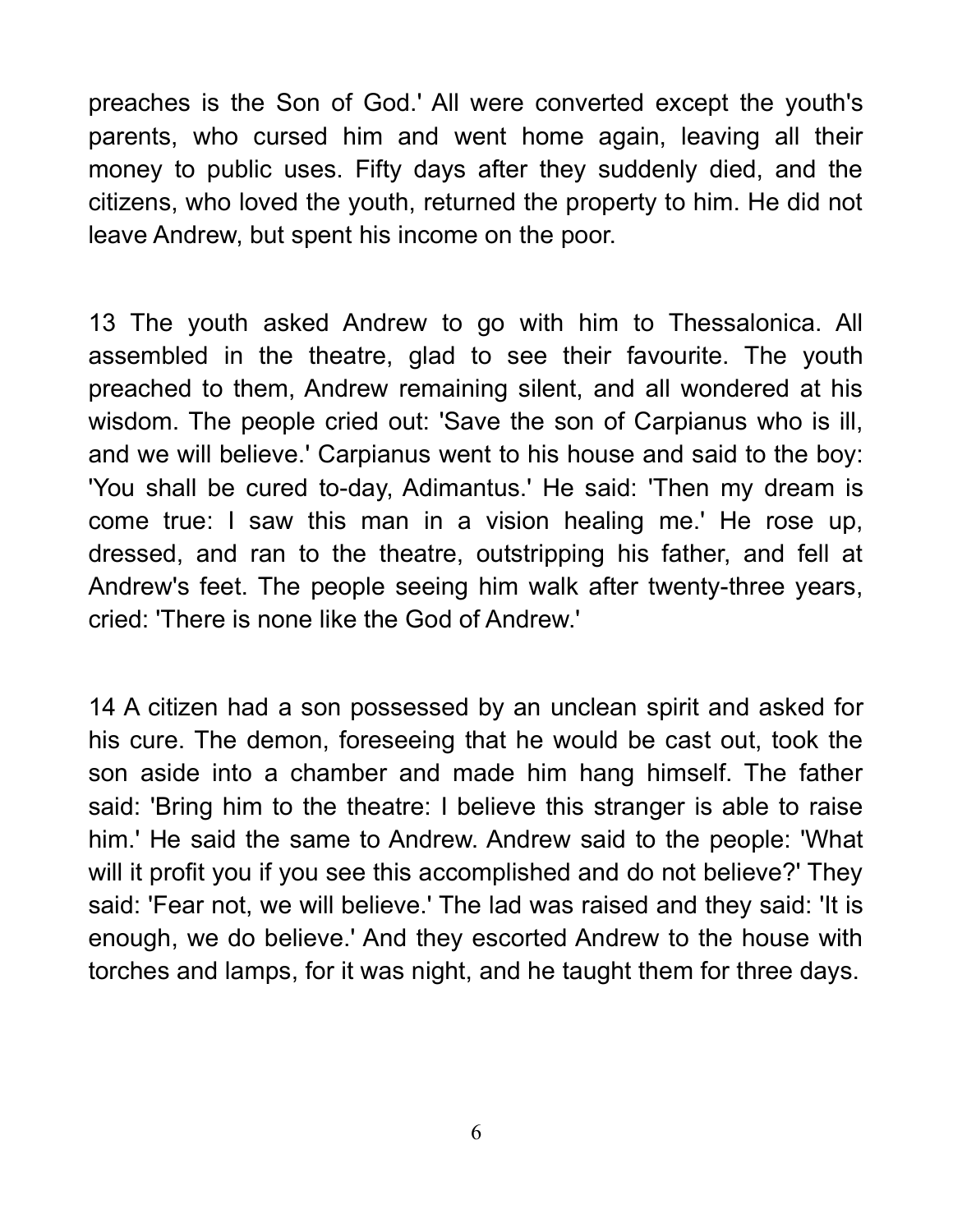preaches is the Son of God.' All were converted except the youth's parents, who cursed him and went home again, leaving all their money to public uses. Fifty days after they suddenly died, and the citizens, who loved the youth, returned the property to him. He did not leave Andrew, but spent his income on the poor.

13 The youth asked Andrew to go with him to Thessalonica. All assembled in the theatre, glad to see their favourite. The youth preached to them, Andrew remaining silent, and all wondered at his wisdom. The people cried out: 'Save the son of Carpianus who is ill, and we will believe.' Carpianus went to his house and said to the boy: 'You shall be cured to-day, Adimantus.' He said: 'Then my dream is come true: I saw this man in a vision healing me.' He rose up, dressed, and ran to the theatre, outstripping his father, and fell at Andrew's feet. The people seeing him walk after twenty-three years, cried: 'There is none like the God of Andrew.'

14 A citizen had a son possessed by an unclean spirit and asked for his cure. The demon, foreseeing that he would be cast out, took the son aside into a chamber and made him hang himself. The father said: 'Bring him to the theatre: I believe this stranger is able to raise him.' He said the same to Andrew. Andrew said to the people: 'What will it profit you if you see this accomplished and do not believe?' They said: 'Fear not, we will believe.' The lad was raised and they said: 'It is enough, we do believe.' And they escorted Andrew to the house with torches and lamps, for it was night, and he taught them for three days.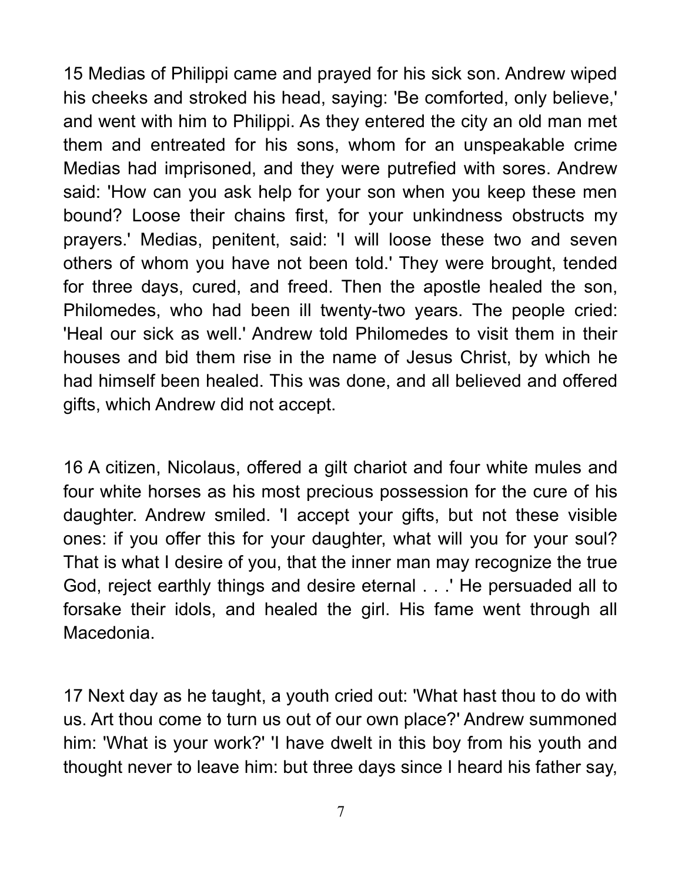15 Medias of Philippi came and prayed for his sick son. Andrew wiped his cheeks and stroked his head, saying: 'Be comforted, only believe,' and went with him to Philippi. As they entered the city an old man met them and entreated for his sons, whom for an unspeakable crime Medias had imprisoned, and they were putrefied with sores. Andrew said: 'How can you ask help for your son when you keep these men bound? Loose their chains first, for your unkindness obstructs my prayers.' Medias, penitent, said: 'I will loose these two and seven others of whom you have not been told.' They were brought, tended for three days, cured, and freed. Then the apostle healed the son, Philomedes, who had been ill twenty-two years. The people cried: 'Heal our sick as well.' Andrew told Philomedes to visit them in their houses and bid them rise in the name of Jesus Christ, by which he had himself been healed. This was done, and all believed and offered gifts, which Andrew did not accept.

16 A citizen, Nicolaus, offered a gilt chariot and four white mules and four white horses as his most precious possession for the cure of his daughter. Andrew smiled. 'I accept your gifts, but not these visible ones: if you offer this for your daughter, what will you for your soul? That is what I desire of you, that the inner man may recognize the true God, reject earthly things and desire eternal . . .' He persuaded all to forsake their idols, and healed the girl. His fame went through all Macedonia.

17 Next day as he taught, a youth cried out: 'What hast thou to do with us. Art thou come to turn us out of our own place?' Andrew summoned him: 'What is your work?' 'I have dwelt in this boy from his youth and thought never to leave him: but three days since I heard his father say,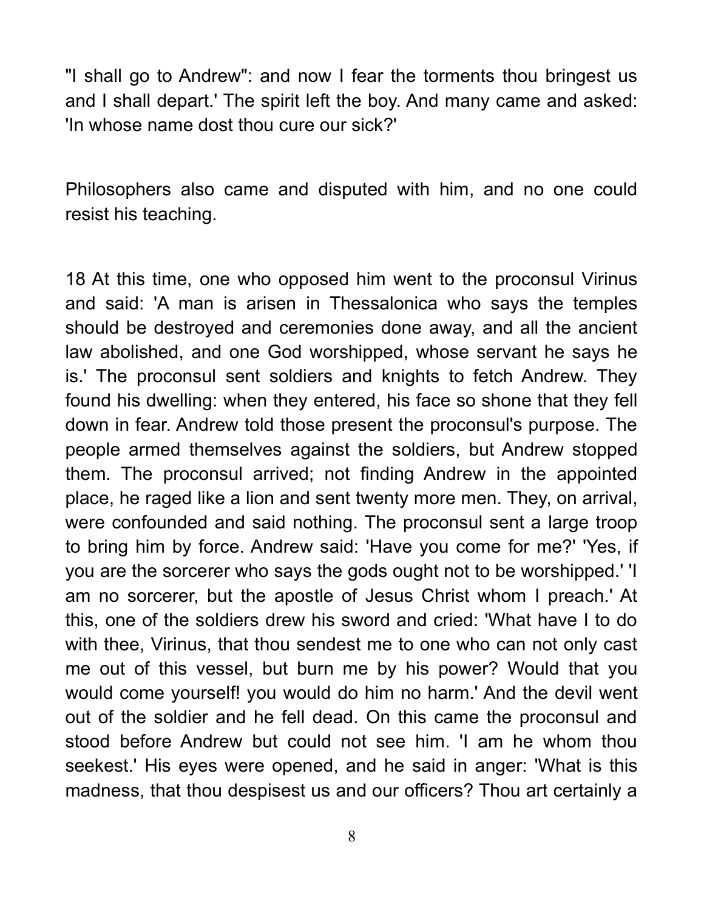"I shall go to Andrew": and now I fear the torments thou bringest us and I shall depart.' The spirit left the boy. And many came and asked: 'In whose name dost thou cure our sick?'

Philosophers also came and disputed with him, and no one could resist his teaching.

18 At this time, one who opposed him went to the proconsul Virinus and said: 'A man is arisen in Thessalonica who says the temples should be destroyed and ceremonies done away, and all the ancient law abolished, and one God worshipped, whose servant he says he is.' The proconsul sent soldiers and knights to fetch Andrew. They found his dwelling: when they entered, his face so shone that they fell down in fear. Andrew told those present the proconsul's purpose. The people armed themselves against the soldiers, but Andrew stopped them. The proconsul arrived; not finding Andrew in the appointed place, he raged like a lion and sent twenty more men. They, on arrival, were confounded and said nothing. The proconsul sent a large troop to bring him by force. Andrew said: 'Have you come for me?' 'Yes, if you are the sorcerer who says the gods ought not to be worshipped.' 'I am no sorcerer, but the apostle of Jesus Christ whom I preach.' At this, one of the soldiers drew his sword and cried: 'What have I to do with thee, Virinus, that thou sendest me to one who can not only cast me out of this vessel, but burn me by his power? Would that you would come yourself! you would do him no harm.' And the devil went out of the soldier and he fell dead. On this came the proconsul and stood before Andrew but could not see him. 'I am he whom thou seekest.' His eyes were opened, and he said in anger: 'What is this madness, that thou despisest us and our officers? Thou art certainly a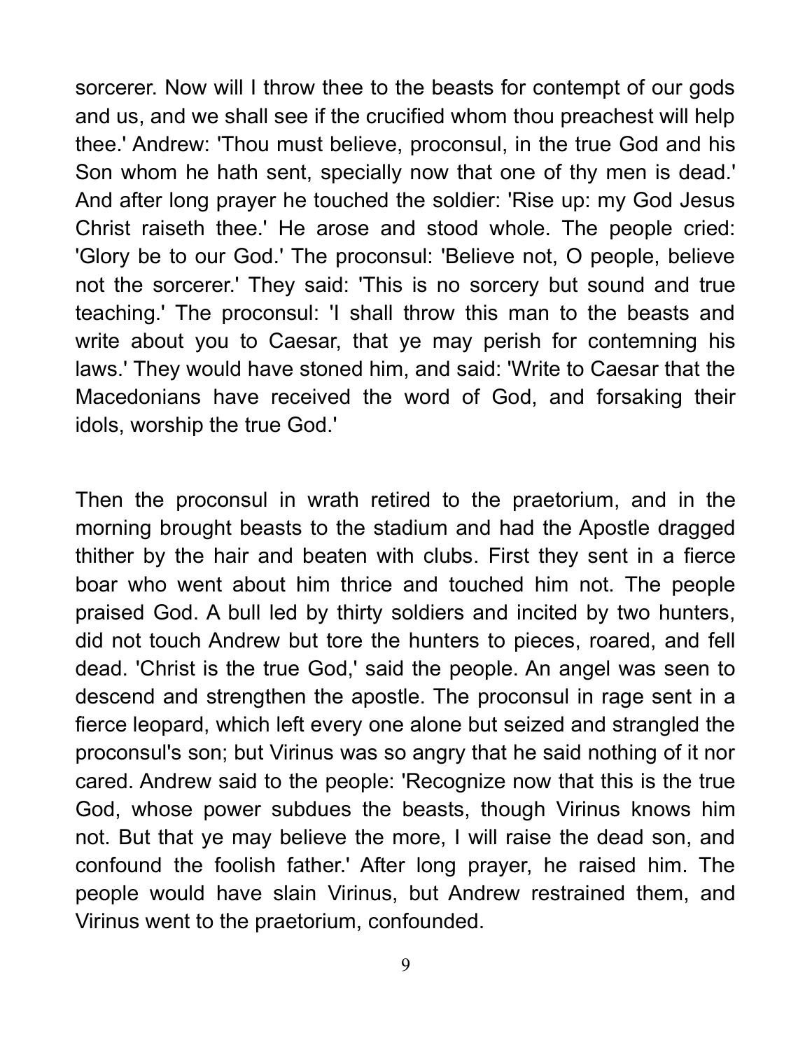sorcerer. Now will I throw thee to the beasts for contempt of our gods and us, and we shall see if the crucified whom thou preachest will help thee.' Andrew: 'Thou must believe, proconsul, in the true God and his Son whom he hath sent, specially now that one of thy men is dead.' And after long prayer he touched the soldier: 'Rise up: my God Jesus Christ raiseth thee.' He arose and stood whole. The people cried: 'Glory be to our God.' The proconsul: 'Believe not, O people, believe not the sorcerer.' They said: 'This is no sorcery but sound and true teaching.' The proconsul: 'I shall throw this man to the beasts and write about you to Caesar, that ye may perish for contemning his laws.' They would have stoned him, and said: 'Write to Caesar that the Macedonians have received the word of God, and forsaking their idols, worship the true God.'

Then the proconsul in wrath retired to the praetorium, and in the morning brought beasts to the stadium and had the Apostle dragged thither by the hair and beaten with clubs. First they sent in a fierce boar who went about him thrice and touched him not. The people praised God. A bull led by thirty soldiers and incited by two hunters, did not touch Andrew but tore the hunters to pieces, roared, and fell dead. 'Christ is the true God,' said the people. An angel was seen to descend and strengthen the apostle. The proconsul in rage sent in a fierce leopard, which left every one alone but seized and strangled the proconsul's son; but Virinus was so angry that he said nothing of it nor cared. Andrew said to the people: 'Recognize now that this is the true God, whose power subdues the beasts, though Virinus knows him not. But that ye may believe the more, I will raise the dead son, and confound the foolish father.' After long prayer, he raised him. The people would have slain Virinus, but Andrew restrained them, and Virinus went to the praetorium, confounded.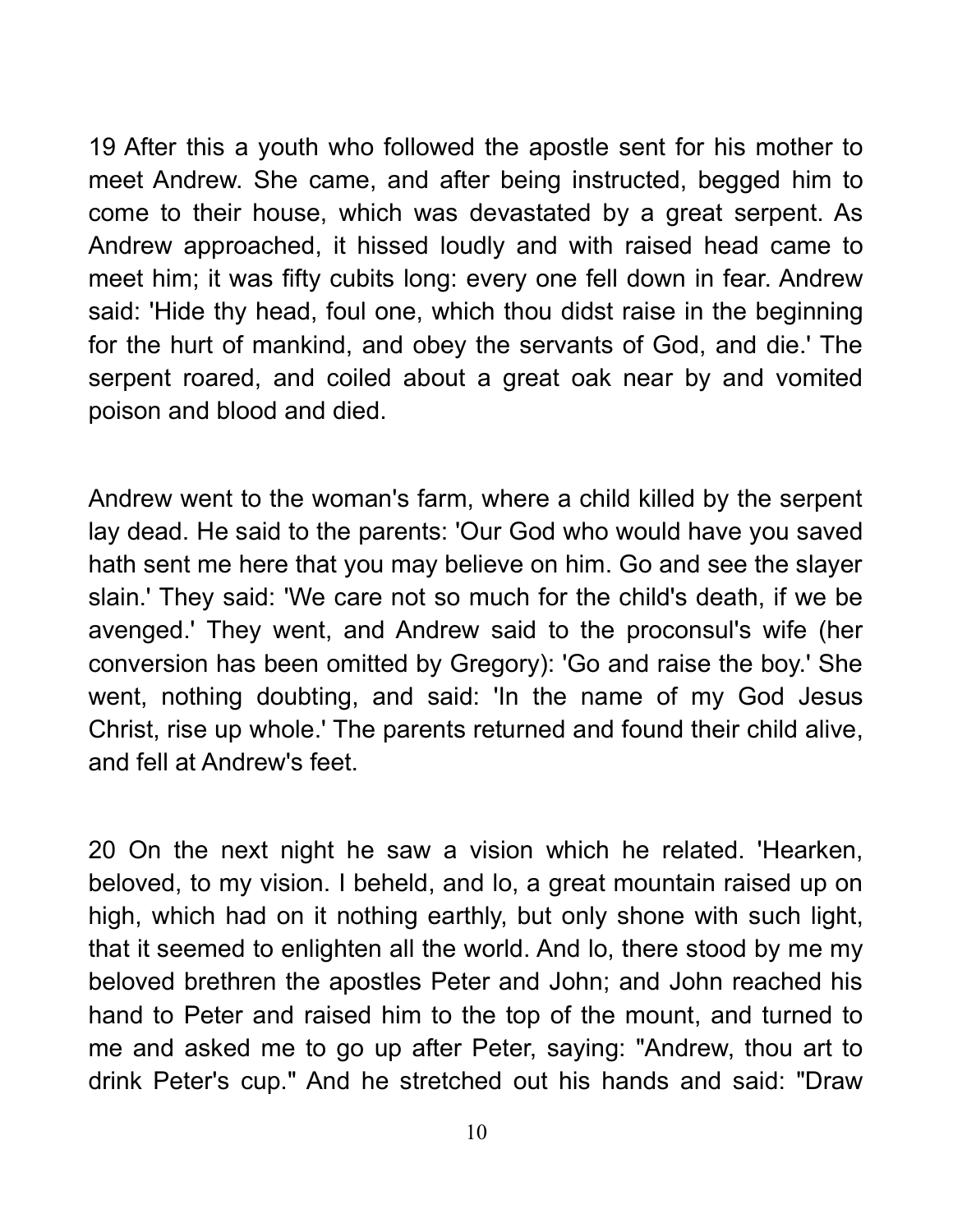19 After this a youth who followed the apostle sent for his mother to meet Andrew. She came, and after being instructed, begged him to come to their house, which was devastated by a great serpent. As Andrew approached, it hissed loudly and with raised head came to meet him; it was fifty cubits long: every one fell down in fear. Andrew said: 'Hide thy head, foul one, which thou didst raise in the beginning for the hurt of mankind, and obey the servants of God, and die.' The serpent roared, and coiled about a great oak near by and vomited poison and blood and died.

Andrew went to the woman's farm, where a child killed by the serpent lay dead. He said to the parents: 'Our God who would have you saved hath sent me here that you may believe on him. Go and see the slayer slain.' They said: 'We care not so much for the child's death, if we be avenged.' They went, and Andrew said to the proconsul's wife (her conversion has been omitted by Gregory): 'Go and raise the boy.' She went, nothing doubting, and said: 'In the name of my God Jesus Christ, rise up whole.' The parents returned and found their child alive, and fell at Andrew's feet.

20 On the next night he saw a vision which he related. 'Hearken, beloved, to my vision. I beheld, and lo, a great mountain raised up on high, which had on it nothing earthly, but only shone with such light, that it seemed to enlighten all the world. And lo, there stood by me my beloved brethren the apostles Peter and John; and John reached his hand to Peter and raised him to the top of the mount, and turned to me and asked me to go up after Peter, saying: "Andrew, thou art to drink Peter's cup." And he stretched out his hands and said: "Draw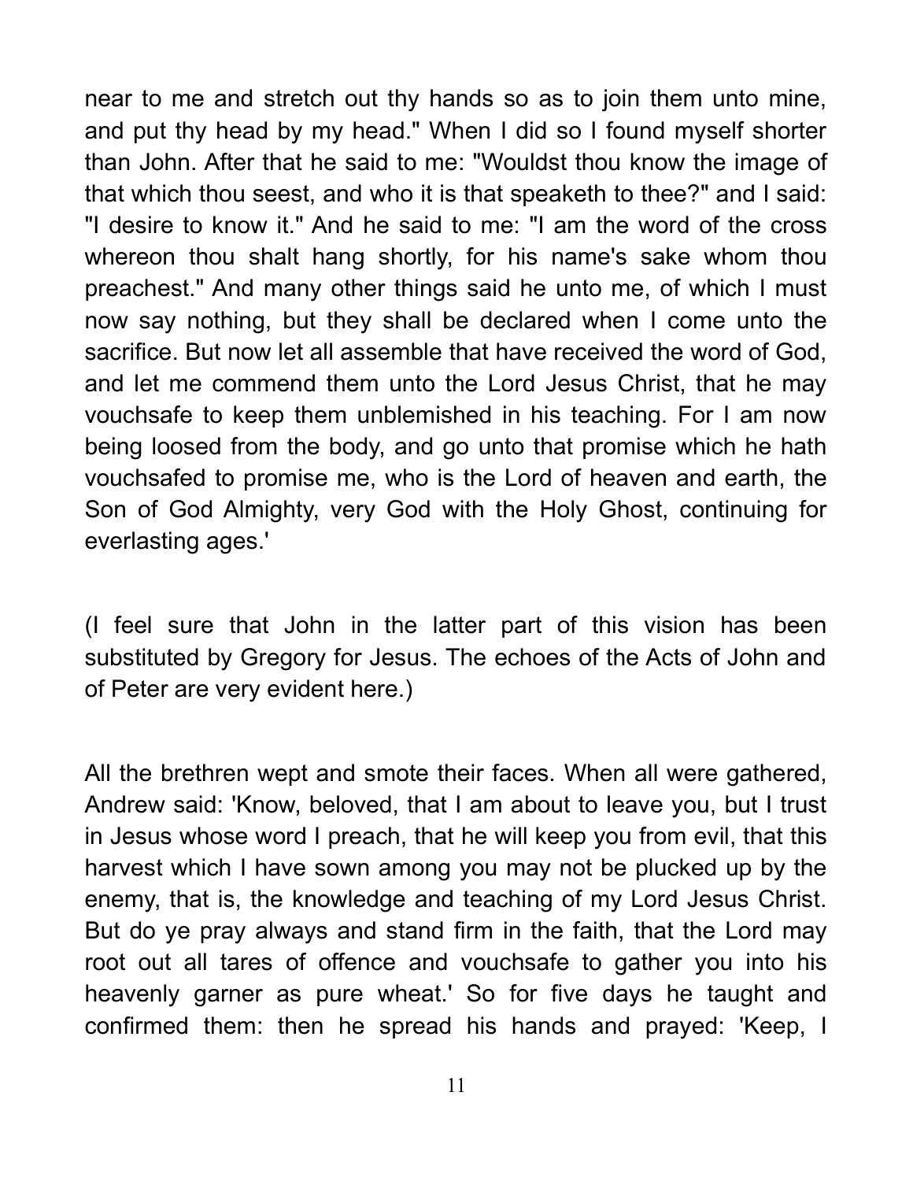near to me and stretch out thy hands so as to join them unto mine, and put thy head by my head." When I did so I found myself shorter than John. After that he said to me: "Wouldst thou know the image of that which thou seest, and who it is that speaketh to thee?" and I said: "I desire to know it." And he said to me: "I am the word of the cross whereon thou shalt hang shortly, for his name's sake whom thou preachest." And many other things said he unto me, of which I must now say nothing, but they shall be declared when I come unto the sacrifice. But now let all assemble that have received the word of God, and let me commend them unto the Lord Jesus Christ, that he may vouchsafe to keep them unblemished in his teaching. For I am now being loosed from the body, and go unto that promise which he hath vouchsafed to promise me, who is the Lord of heaven and earth, the Son of God Almighty, very God with the Holy Ghost, continuing for everlasting ages.'

(I feel sure that John in the latter part of this vision has been substituted by Gregory for Jesus. The echoes of the Acts of John and of Peter are very evident here.)

All the brethren wept and smote their faces. When all were gathered, Andrew said: 'Know, beloved, that I am about to leave you, but I trust in Jesus whose word I preach, that he will keep you from evil, that this harvest which I have sown among you may not be plucked up by the enemy, that is, the knowledge and teaching of my Lord Jesus Christ. But do ye pray always and stand firm in the faith, that the Lord may root out all tares of offence and vouchsafe to gather you into his heavenly garner as pure wheat.' So for five days he taught and confirmed them: then he spread his hands and prayed: 'Keep, I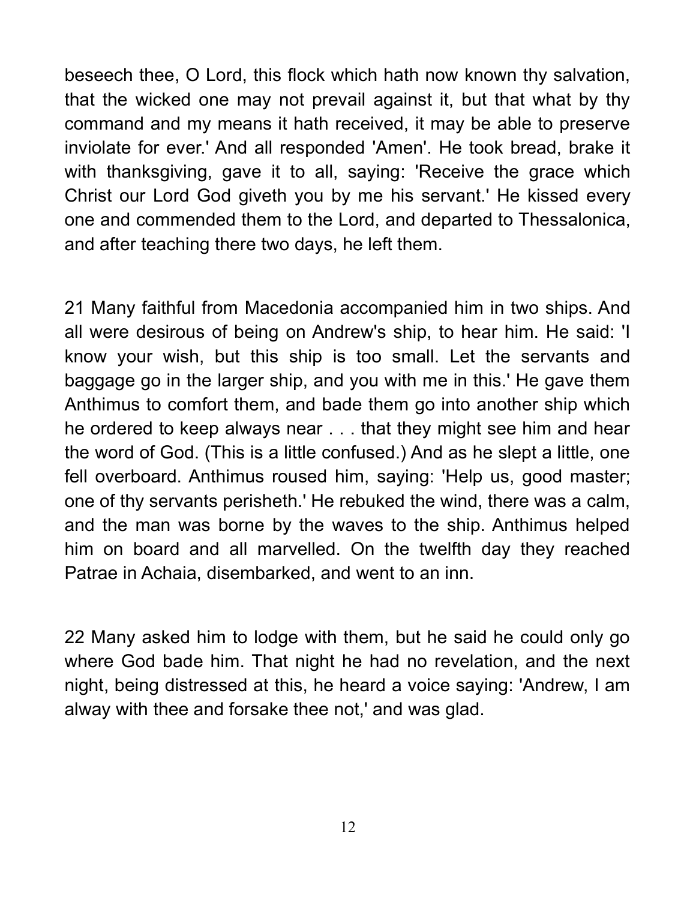beseech thee, O Lord, this flock which hath now known thy salvation, that the wicked one may not prevail against it, but that what by thy command and my means it hath received, it may be able to preserve inviolate for ever.' And all responded 'Amen'. He took bread, brake it with thanksgiving, gave it to all, saying: 'Receive the grace which Christ our Lord God giveth you by me his servant.' He kissed every one and commended them to the Lord, and departed to Thessalonica, and after teaching there two days, he left them.

21 Many faithful from Macedonia accompanied him in two ships. And all were desirous of being on Andrew's ship, to hear him. He said: 'I know your wish, but this ship is too small. Let the servants and baggage go in the larger ship, and you with me in this.' He gave them Anthimus to comfort them, and bade them go into another ship which he ordered to keep always near . . . that they might see him and hear the word of God. (This is a little confused.) And as he slept a little, one fell overboard. Anthimus roused him, saying: 'Help us, good master; one of thy servants perisheth.' He rebuked the wind, there was a calm, and the man was borne by the waves to the ship. Anthimus helped him on board and all marvelled. On the twelfth day they reached Patrae in Achaia, disembarked, and went to an inn.

22 Many asked him to lodge with them, but he said he could only go where God bade him. That night he had no revelation, and the next night, being distressed at this, he heard a voice saying: 'Andrew, I am alway with thee and forsake thee not,' and was glad.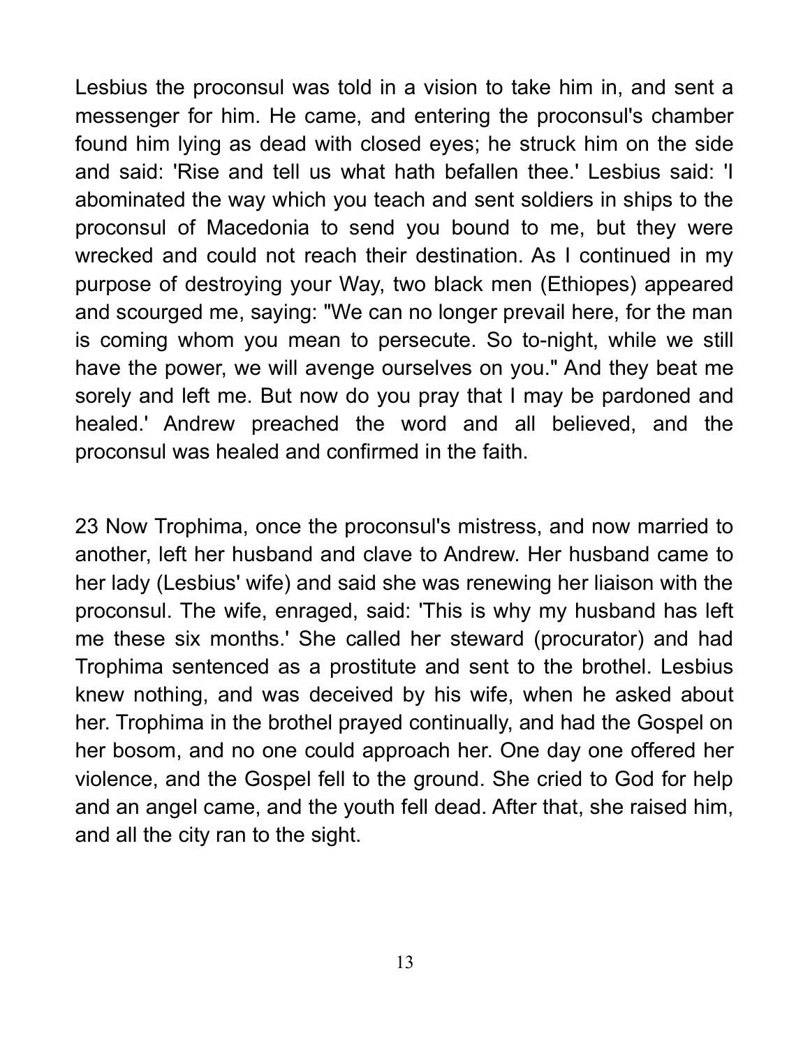Lesbius the proconsul was told in a vision to take him in, and sent a messenger for him. He came, and entering the proconsul's chamber found him lying as dead with closed eyes; he struck him on the side and said: 'Rise and tell us what hath befallen thee.' Lesbius said: 'I abominated the way which you teach and sent soldiers in ships to the proconsul of Macedonia to send you bound to me, but they were wrecked and could not reach their destination. As I continued in my purpose of destroying your Way, two black men (Ethiopes) appeared and scourged me, saying: "We can no longer prevail here, for the man is coming whom you mean to persecute. So to-night, while we still have the power, we will avenge ourselves on you." And they beat me sorely and left me. But now do you pray that I may be pardoned and healed.' Andrew preached the word and all believed, and the proconsul was healed and confirmed in the faith.

23 Now Trophima, once the proconsul's mistress, and now married to another, left her husband and clave to Andrew. Her husband came to her lady (Lesbius' wife) and said she was renewing her liaison with the proconsul. The wife, enraged, said: 'This is why my husband has left me these six months.' She called her steward (procurator) and had Trophima sentenced as a prostitute and sent to the brothel. Lesbius knew nothing, and was deceived by his wife, when he asked about her. Trophima in the brothel prayed continually, and had the Gospel on her bosom, and no one could approach her. One day one offered her violence, and the Gospel fell to the ground. She cried to God for help and an angel came, and the youth fell dead. After that, she raised him, and all the city ran to the sight.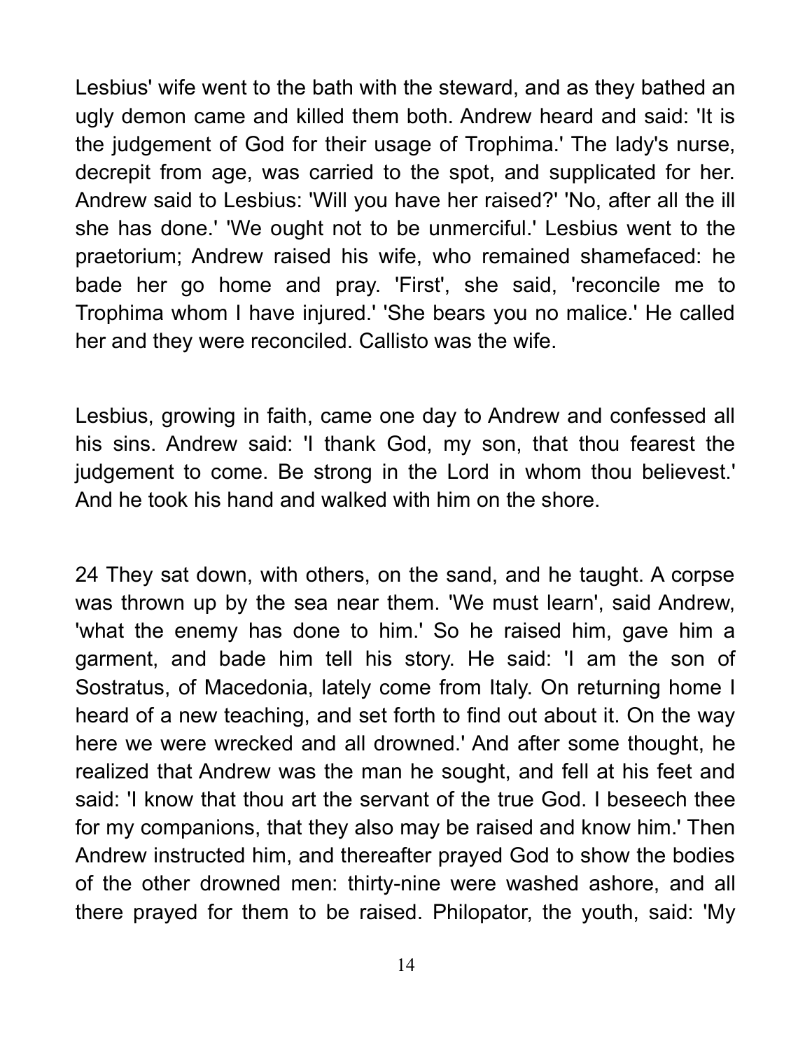Lesbius' wife went to the bath with the steward, and as they bathed an ugly demon came and killed them both. Andrew heard and said: 'It is the judgement of God for their usage of Trophima.' The lady's nurse, decrepit from age, was carried to the spot, and supplicated for her. Andrew said to Lesbius: 'Will you have her raised?' 'No, after all the ill she has done.' 'We ought not to be unmerciful.' Lesbius went to the praetorium; Andrew raised his wife, who remained shamefaced: he bade her go home and pray. 'First', she said, 'reconcile me to Trophima whom I have injured.' 'She bears you no malice.' He called her and they were reconciled. Callisto was the wife.

Lesbius, growing in faith, came one day to Andrew and confessed all his sins. Andrew said: 'I thank God, my son, that thou fearest the judgement to come. Be strong in the Lord in whom thou believest.' And he took his hand and walked with him on the shore.

24 They sat down, with others, on the sand, and he taught. A corpse was thrown up by the sea near them. 'We must learn', said Andrew, 'what the enemy has done to him.' So he raised him, gave him a garment, and bade him tell his story. He said: 'I am the son of Sostratus, of Macedonia, lately come from Italy. On returning home I heard of a new teaching, and set forth to find out about it. On the way here we were wrecked and all drowned.' And after some thought, he realized that Andrew was the man he sought, and fell at his feet and said: 'I know that thou art the servant of the true God. I beseech thee for my companions, that they also may be raised and know him.' Then Andrew instructed him, and thereafter prayed God to show the bodies of the other drowned men: thirty-nine were washed ashore, and all there prayed for them to be raised. Philopator, the youth, said: 'My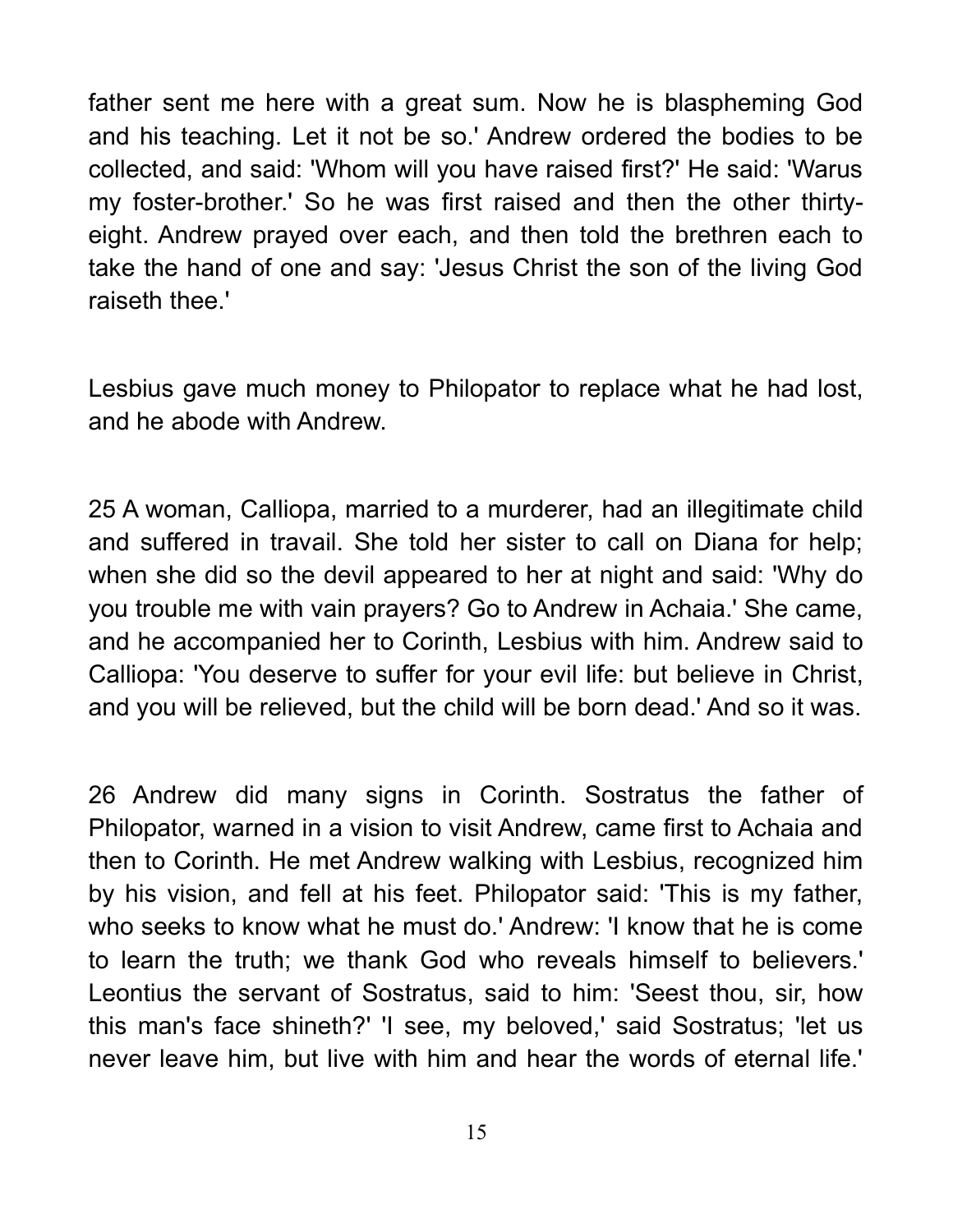father sent me here with a great sum. Now he is blaspheming God and his teaching. Let it not be so.' Andrew ordered the bodies to be collected, and said: 'Whom will you have raised first?' He said: 'Warus my foster-brother.' So he was first raised and then the other thirty-eight. Andrew prayed over each, and then told the brethren each to take the hand of one and say: 'Jesus Christ the son of the living God raiseth thee.'

Lesbius gave much money to Philopator to replace what he had lost, and he abode with Andrew.

25 A woman, Calliopa, married to a murderer, had an illegitimate child and suffered in travail. She told her sister to call on Diana for help; when she did so the devil appeared to her at night and said: 'Why do you trouble me with vain prayers? Go to Andrew in Achaia.' She came, and he accompanied her to Corinth, Lesbius with him. Andrew said to Calliopa: 'You deserve to suffer for your evil life: but believe in Christ, and you will be relieved, but the child will be born dead.' And so it was.

26 Andrew did many signs in Corinth. Sostratus the father of Philopator, warned in a vision to visit Andrew, came first to Achaia and then to Corinth. He met Andrew walking with Lesbius, recognized him by his vision, and fell at his feet. Philopator said: 'This is my father, who seeks to know what he must do.' Andrew: 'I know that he is come to learn the truth; we thank God who reveals himself to believers.' Leontius the servant of Sostratus, said to him: 'Seest thou, sir, how this man's face shineth?' 'I see, my beloved,' said Sostratus; 'let us never leave him, but live with him and hear the words of eternal life.'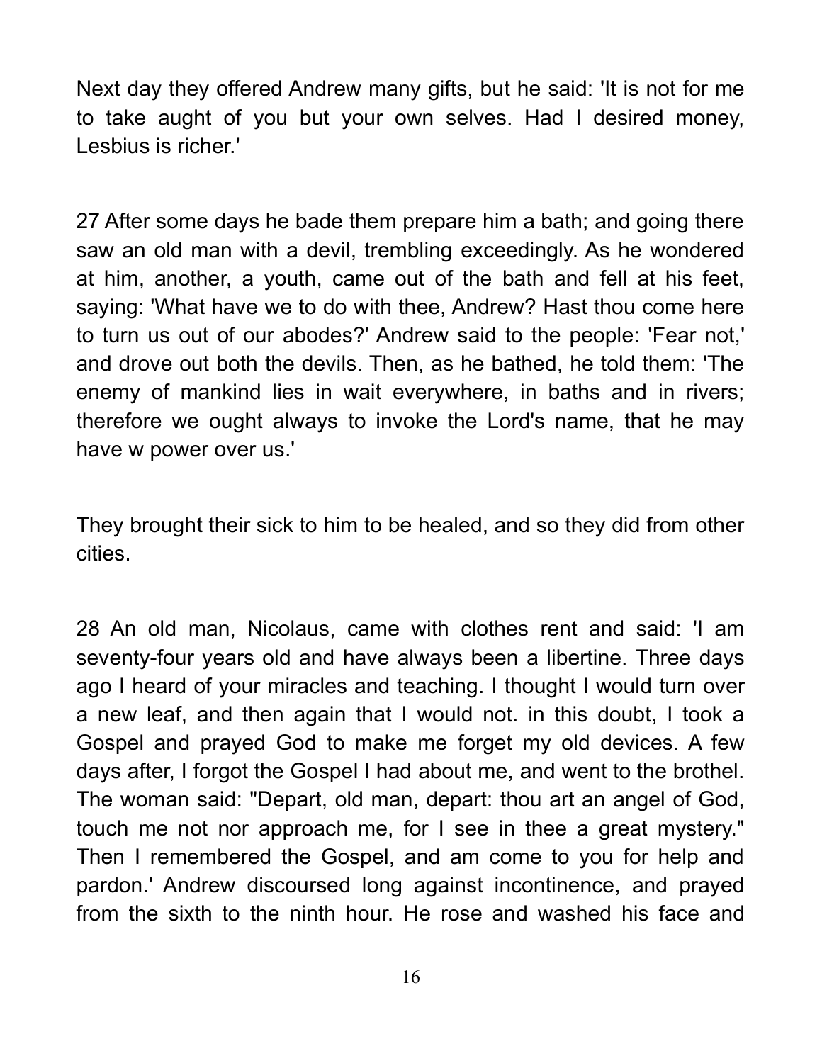Next day they offered Andrew many gifts, but he said: 'It is not for me to take aught of you but your own selves. Had I desired money, Lesbius is richer.'

27 After some days he bade them prepare him a bath; and going there saw an old man with a devil, trembling exceedingly. As he wondered at him, another, a youth, came out of the bath and fell at his feet, saying: 'What have we to do with thee, Andrew? Hast thou come here to turn us out of our abodes?' Andrew said to the people: 'Fear not,' and drove out both the devils. Then, as he bathed, he told them: 'The enemy of mankind lies in wait everywhere, in baths and in rivers; therefore we ought always to invoke the Lord's name, that he may have w power over us.'

They brought their sick to him to be healed, and so they did from other cities.

28 An old man, Nicolaus, came with clothes rent and said: 'I am seventy-four years old and have always been a libertine. Three days ago I heard of your miracles and teaching. I thought I would turn over a new leaf, and then again that I would not. in this doubt, I took a Gospel and prayed God to make me forget my old devices. A few days after, I forgot the Gospel I had about me, and went to the brothel. The woman said: "Depart, old man, depart: thou art an angel of God, touch me not nor approach me, for I see in thee a great mystery." Then I remembered the Gospel, and am come to you for help and pardon.' Andrew discoursed long against incontinence, and prayed from the sixth to the ninth hour. He rose and washed his face and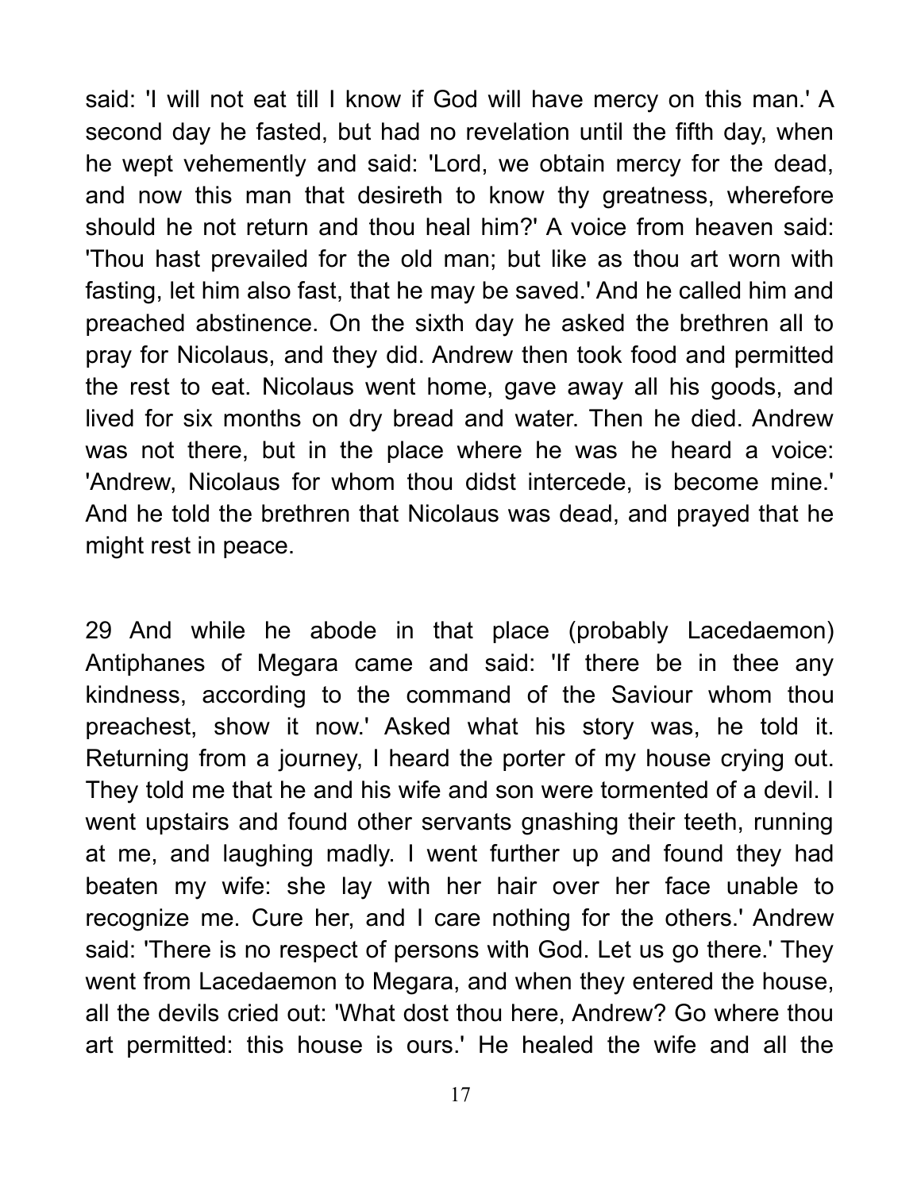said: 'I will not eat till I know if God will have mercy on this man.' A second day he fasted, but had no revelation until the fifth day, when he wept vehemently and said: 'Lord, we obtain mercy for the dead, and now this man that desireth to know thy greatness, wherefore should he not return and thou heal him?' A voice from heaven said: 'Thou hast prevailed for the old man; but like as thou art worn with fasting, let him also fast, that he may be saved.' And he called him and preached abstinence. On the sixth day he asked the brethren all to pray for Nicolaus, and they did. Andrew then took food and permitted the rest to eat. Nicolaus went home, gave away all his goods, and lived for six months on dry bread and water. Then he died. Andrew was not there, but in the place where he was he heard a voice: 'Andrew, Nicolaus for whom thou didst intercede, is become mine.' And he told the brethren that Nicolaus was dead, and prayed that he might rest in peace.

29 And while he abode in that place (probably Lacedaemon) Antiphanes of Megara came and said: 'If there be in thee any kindness, according to the command of the Saviour whom thou preachest, show it now.' Asked what his story was, he told it. Returning from a journey, I heard the porter of my house crying out. They told me that he and his wife and son were tormented of a devil. I went upstairs and found other servants gnashing their teeth, running at me, and laughing madly. I went further up and found they had beaten my wife: she lay with her hair over her face unable to recognize me. Cure her, and I care nothing for the others.' Andrew said: 'There is no respect of persons with God. Let us go there.' They went from Lacedaemon to Megara, and when they entered the house, all the devils cried out: 'What dost thou here, Andrew? Go where thou art permitted: this house is ours.' He healed the wife and all the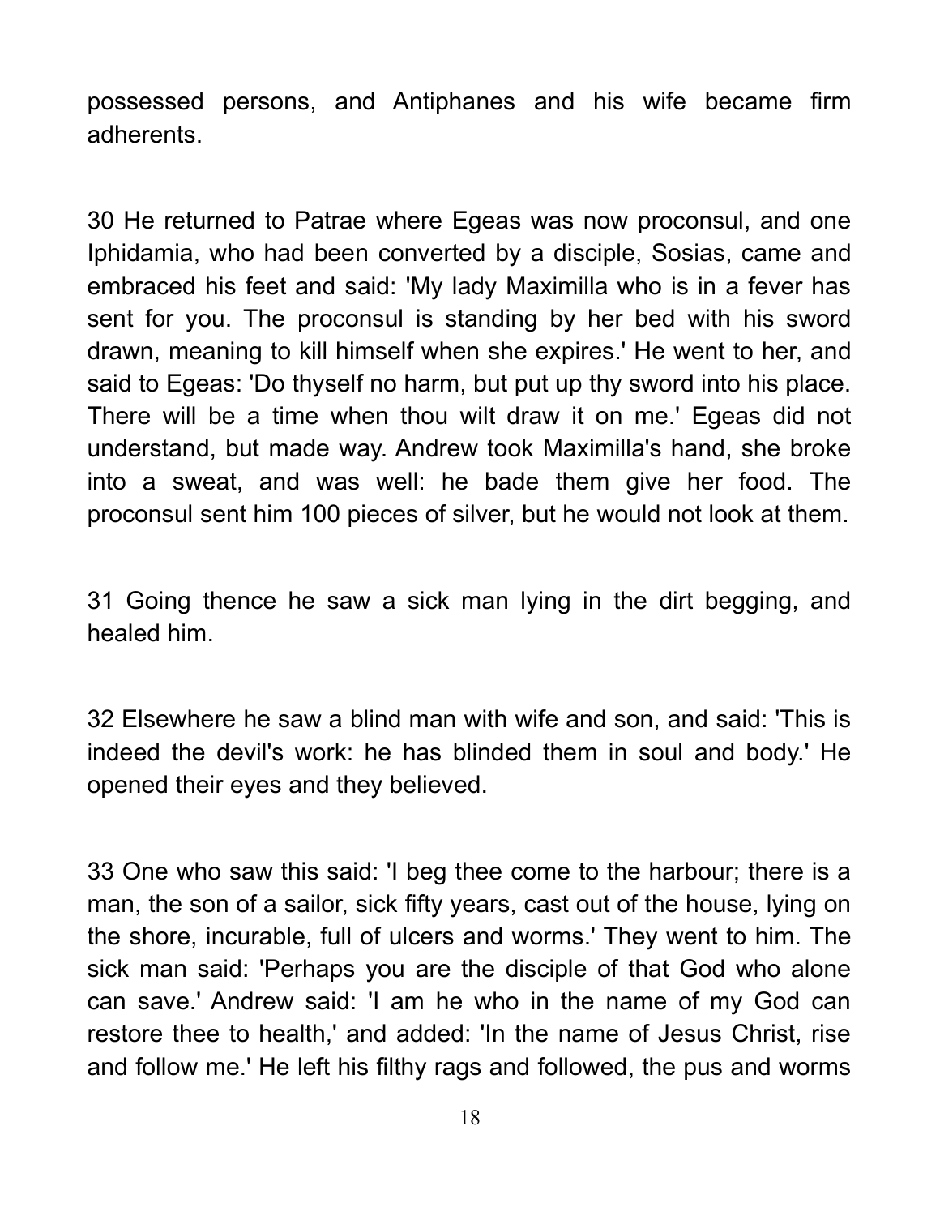possessed persons, and Antiphanes and his wife became firm adherents.

30 He returned to Patrae where Egeas was now proconsul, and one Iphidamia, who had been converted by a disciple, Sosias, came and embraced his feet and said: 'My lady Maximilla who is in a fever has sent for you. The proconsul is standing by her bed with his sword drawn, meaning to kill himself when she expires.' He went to her, and said to Egeas: 'Do thyself no harm, but put up thy sword into his place. There will be a time when thou wilt draw it on me.' Egeas did not understand, but made way. Andrew took Maximilla's hand, she broke into a sweat, and was well: he bade them give her food. The proconsul sent him 100 pieces of silver, but he would not look at them.

31 Going thence he saw a sick man lying in the dirt begging, and healed him.

32 Elsewhere he saw a blind man with wife and son, and said: 'This is indeed the devil's work: he has blinded them in soul and body.' He opened their eyes and they believed.

33 One who saw this said: 'I beg thee come to the harbour; there is a man, the son of a sailor, sick fifty years, cast out of the house, lying on the shore, incurable, full of ulcers and worms.' They went to him. The sick man said: 'Perhaps you are the disciple of that God who alone can save.' Andrew said: 'I am he who in the name of my God can restore thee to health,' and added: 'In the name of Jesus Christ, rise and follow me.' He left his filthy rags and followed, the pus and worms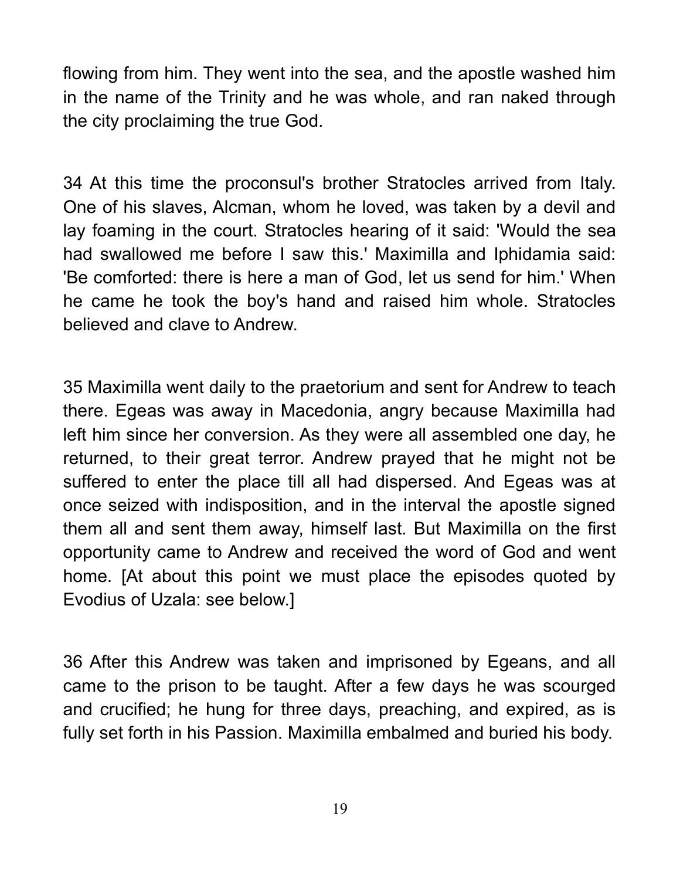flowing from him. They went into the sea, and the apostle washed him in the name of the Trinity and he was whole, and ran naked through the city proclaiming the true God.

34 At this time the proconsul's brother Stratocles arrived from Italy. One of his slaves, Alcman, whom he loved, was taken by a devil and lay foaming in the court. Stratocles hearing of it said: 'Would the sea had swallowed me before I saw this.' Maximilla and Iphidamia said: 'Be comforted: there is here a man of God, let us send for him.' When he came he took the boy's hand and raised him whole. Stratocles believed and clave to Andrew.

35 Maximilla went daily to the praetorium and sent for Andrew to teach there. Egeas was away in Macedonia, angry because Maximilla had left him since her conversion. As they were all assembled one day, he returned, to their great terror. Andrew prayed that he might not be suffered to enter the place till all had dispersed. And Egeas was at once seized with indisposition, and in the interval the apostle signed them all and sent them away, himself last. But Maximilla on the first opportunity came to Andrew and received the word of God and went home. [At about this point we must place the episodes quoted by Evodius of Uzala: see below.]

36 After this Andrew was taken and imprisoned by Egeans, and all came to the prison to be taught. After a few days he was scourged and crucified; he hung for three days, preaching, and expired, as is fully set forth in his Passion. Maximilla embalmed and buried his body.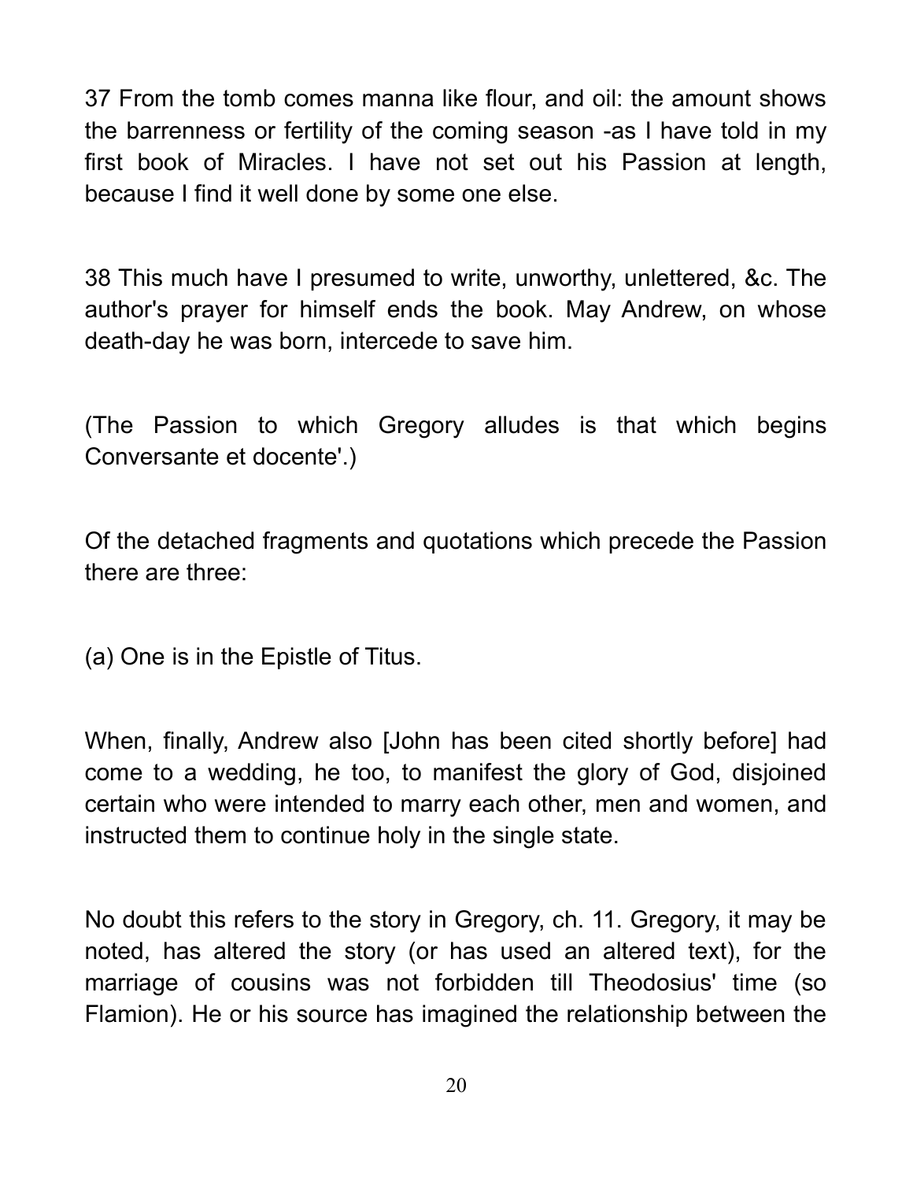37 From the tomb comes manna like flour, and oil: the amount shows the barrenness or fertility of the coming season -as I have told in my first book of Miracles. I have not set out his Passion at length, because I find it well done by some one else.

38 This much have I presumed to write, unworthy, unlettered, &c. The author's prayer for himself ends the book. May Andrew, on whose death-day he was born, intercede to save him.

(The Passion to which Gregory alludes is that which begins Conversante et docente'.)

Of the detached fragments and quotations which precede the Passion there are three:

(a) One is in the Epistle of Titus.

When, finally, Andrew also [John has been cited shortly before] had come to a wedding, he too, to manifest the glory of God, disjoined certain who were intended to marry each other, men and women, and instructed them to continue holy in the single state.

No doubt this refers to the story in Gregory, ch. 11. Gregory, it may be noted, has altered the story (or has used an altered text), for the marriage of cousins was not forbidden till Theodosius' time (so Flamion). He or his source has imagined the relationship between the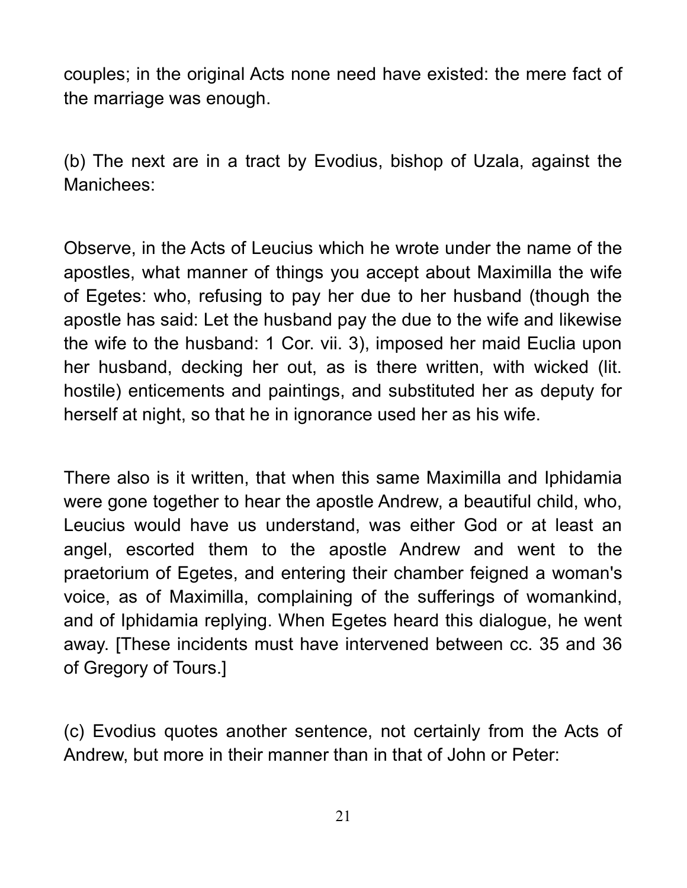couples; in the original Acts none need have existed: the mere fact of the marriage was enough.

(b) The next are in a tract by Evodius, bishop of Uzala, against the Manichees:

Observe, in the Acts of Leucius which he wrote under the name of the apostles, what manner of things you accept about Maximilla the wife of Egetes: who, refusing to pay her due to her husband (though the apostle has said: Let the husband pay the due to the wife and likewise the wife to the husband: 1 Cor. vii. 3), imposed her maid Euclia upon her husband, decking her out, as is there written, with wicked (lit. hostile) enticements and paintings, and substituted her as deputy for herself at night, so that he in ignorance used her as his wife.

There also is it written, that when this same Maximilla and Iphidamia were gone together to hear the apostle Andrew, a beautiful child, who, Leucius would have us understand, was either God or at least an angel, escorted them to the apostle Andrew and went to the praetorium of Egetes, and entering their chamber feigned a woman's voice, as of Maximilla, complaining of the sufferings of womankind, and of Iphidamia replying. When Egetes heard this dialogue, he went away. [These incidents must have intervened between cc. 35 and 36 of Gregory of Tours.]

(c) Evodius quotes another sentence, not certainly from the Acts of Andrew, but more in their manner than in that of John or Peter: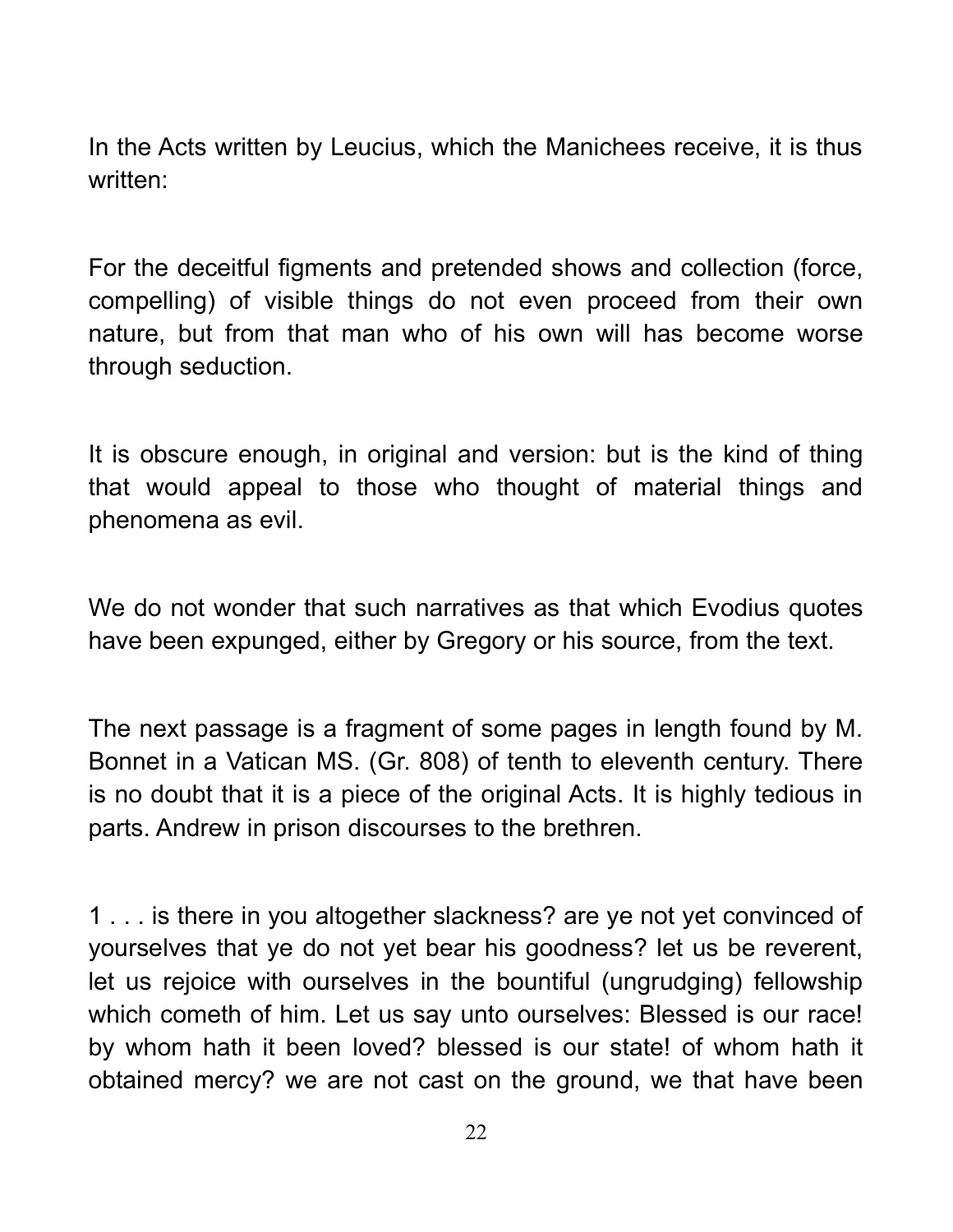In the Acts written by Leucius, which the Manichees receive, it is thus written:

For the deceitful figments and pretended shows and collection (force, compelling) of visible things do not even proceed from their own nature, but from that man who of his own will has become worse through seduction.

It is obscure enough, in original and version: but is the kind of thing that would appeal to those who thought of material things and phenomena as evil.

We do not wonder that such narratives as that which Evodius quotes have been expunged, either by Gregory or his source, from the text.

The next passage is a fragment of some pages in length found by M. Bonnet in a Vatican MS. (Gr. 808) of tenth to eleventh century. There is no doubt that it is a piece of the original Acts. It is highly tedious in parts. Andrew in prison discourses to the brethren.

1 . . . is there in you altogether slackness? are ye not yet convinced of yourselves that ye do not yet bear his goodness? let us be reverent, let us rejoice with ourselves in the bountiful (ungrudging) fellowship which cometh of him. Let us say unto ourselves: Blessed is our race! by whom hath it been loved? blessed is our state! of whom hath it obtained mercy? we are not cast on the ground, we that have been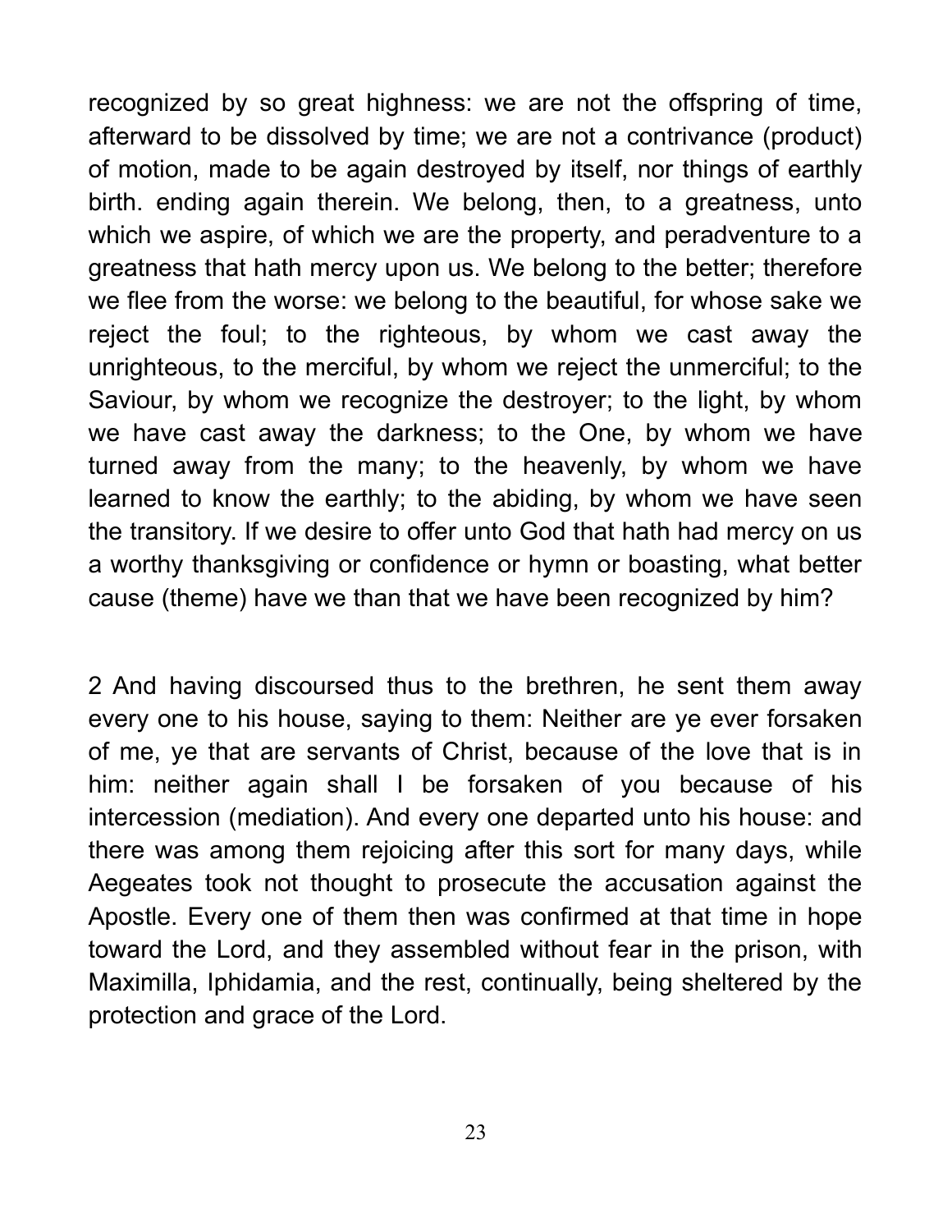recognized by so great highness: we are not the offspring of time, afterward to be dissolved by time; we are not a contrivance (product) of motion, made to be again destroyed by itself, nor things of earthly birth. ending again therein. We belong, then, to a greatness, unto which we aspire, of which we are the property, and peradventure to a greatness that hath mercy upon us. We belong to the better; therefore we flee from the worse: we belong to the beautiful, for whose sake we reject the foul; to the righteous, by whom we cast away the unrighteous, to the merciful, by whom we reject the unmerciful; to the Saviour, by whom we recognize the destroyer; to the light, by whom we have cast away the darkness; to the One, by whom we have turned away from the many; to the heavenly, by whom we have learned to know the earthly; to the abiding, by whom we have seen the transitory. If we desire to offer unto God that hath had mercy on us a worthy thanksgiving or confidence or hymn or boasting, what better cause (theme) have we than that we have been recognized by him?

2 And having discoursed thus to the brethren, he sent them away every one to his house, saying to them: Neither are ye ever forsaken of me, ye that are servants of Christ, because of the love that is in him: neither again shall I be forsaken of you because of his intercession (mediation). And every one departed unto his house: and there was among them rejoicing after this sort for many days, while Aegeates took not thought to prosecute the accusation against the Apostle. Every one of them then was confirmed at that time in hope toward the Lord, and they assembled without fear in the prison, with Maximilla, Iphidamia, and the rest, continually, being sheltered by the protection and grace of the Lord.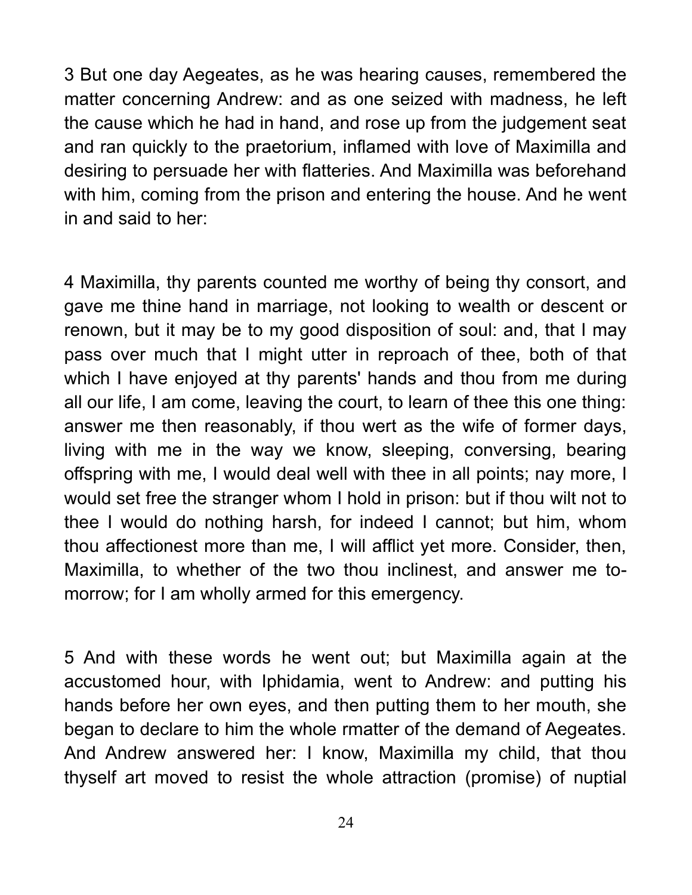3 But one day Aegeates, as he was hearing causes, remembered the matter concerning Andrew: and as one seized with madness, he left the cause which he had in hand, and rose up from the judgement seat and ran quickly to the praetorium, inflamed with love of Maximilla and desiring to persuade her with flatteries. And Maximilla was beforehand with him, coming from the prison and entering the house. And he went in and said to her:

4 Maximilla, thy parents counted me worthy of being thy consort, and gave me thine hand in marriage, not looking to wealth or descent or renown, but it may be to my good disposition of soul: and, that I may pass over much that I might utter in reproach of thee, both of that which I have enjoyed at thy parents' hands and thou from me during all our life, I am come, leaving the court, to learn of thee this one thing: answer me then reasonably, if thou wert as the wife of former days, living with me in the way we know, sleeping, conversing, bearing offspring with me, I would deal well with thee in all points; nay more, I would set free the stranger whom I hold in prison: but if thou wilt not to thee I would do nothing harsh, for indeed I cannot; but him, whom thou affectionest more than me, I will afflict yet more. Consider, then, Maximilla, to whether of the two thou inclinest, and answer me to-morrow; for I am wholly armed for this emergency.

5 And with these words he went out; but Maximilla again at the accustomed hour, with Iphidamia, went to Andrew: and putting his hands before her own eyes, and then putting them to her mouth, she began to declare to him the whole rmatter of the demand of Aegeates. And Andrew answered her: I know, Maximilla my child, that thou thyself art moved to resist the whole attraction (promise) of nuptial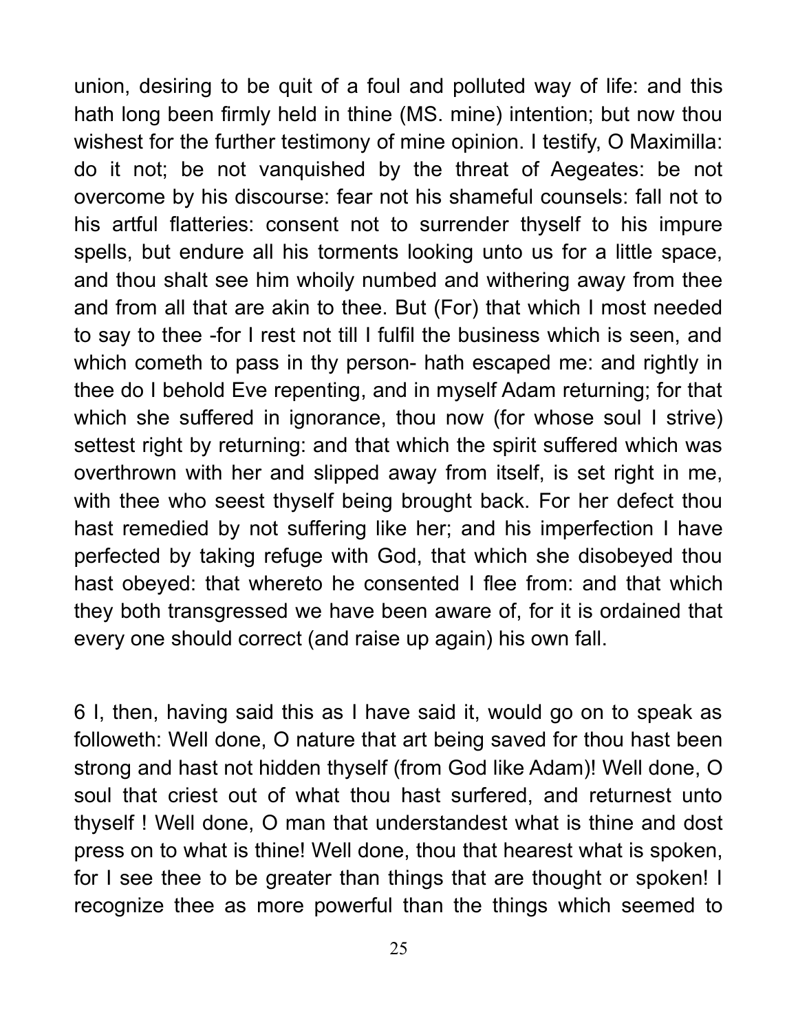union, desiring to be quit of a foul and polluted way of life: and this hath long been firmly held in thine (MS. mine) intention; but now thou wishest for the further testimony of mine opinion. I testify, O Maximilla: do it not; be not vanquished by the threat of Aegeates: be not overcome by his discourse: fear not his shameful counsels: fall not to his artful flatteries: consent not to surrender thyself to his impure spells, but endure all his torments looking unto us for a little space, and thou shalt see him whoily numbed and withering away from thee and from all that are akin to thee. But (For) that which I most needed to say to thee -for I rest not till I fulfil the business which is seen, and which cometh to pass in thy person- hath escaped me: and rightly in thee do I behold Eve repenting, and in myself Adam returning; for that which she suffered in ignorance, thou now (for whose soul I strive) settest right by returning: and that which the spirit suffered which was overthrown with her and slipped away from itself, is set right in me, with thee who seest thyself being brought back. For her defect thou hast remedied by not suffering like her; and his imperfection I have perfected by taking refuge with God, that which she disobeyed thou hast obeyed: that whereto he consented I flee from: and that which they both transgressed we have been aware of, for it is ordained that every one should correct (and raise up again) his own fall.

6 I, then, having said this as I have said it, would go on to speak as followeth: Well done, O nature that art being saved for thou hast been strong and hast not hidden thyself (from God like Adam)! Well done, O soul that criest out of what thou hast surfered, and returnest unto thyself ! Well done, O man that understandest what is thine and dost press on to what is thine! Well done, thou that hearest what is spoken, for I see thee to be greater than things that are thought or spoken! I recognize thee as more powerful than the things which seemed to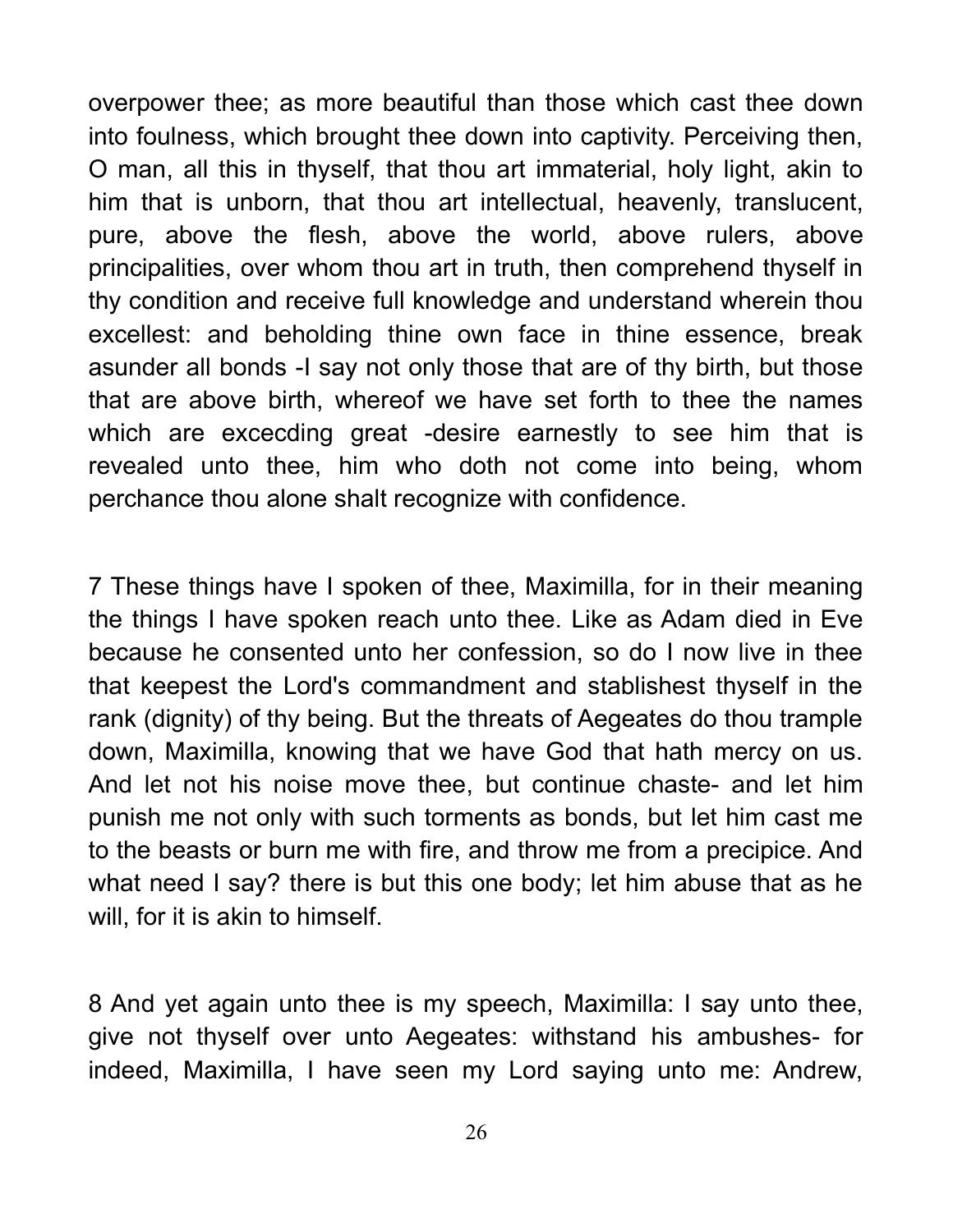overpower thee; as more beautiful than those which cast thee down into foulness, which brought thee down into captivity. Perceiving then, O man, all this in thyself, that thou art immaterial, holy light, akin to him that is unborn, that thou art intellectual, heavenly, translucent, pure, above the flesh, above the world, above rulers, above principalities, over whom thou art in truth, then comprehend thyself in thy condition and receive full knowledge and understand wherein thou excellest: and beholding thine own face in thine essence, break asunder all bonds -I say not only those that are of thy birth, but those that are above birth, whereof we have set forth to thee the names which are excecding great -desire earnestly to see him that is revealed unto thee, him who doth not come into being, whom perchance thou alone shalt recognize with confidence.

7 These things have I spoken of thee, Maximilla, for in their meaning the things I have spoken reach unto thee. Like as Adam died in Eve because he consented unto her confession, so do I now live in thee that keepest the Lord's commandment and stablishest thyself in the rank (dignity) of thy being. But the threats of Aegeates do thou trample down, Maximilla, knowing that we have God that hath mercy on us. And let not his noise move thee, but continue chaste- and let him punish me not only with such torments as bonds, but let him cast me to the beasts or burn me with fire, and throw me from a precipice. And what need I say? there is but this one body; let him abuse that as he will, for it is akin to himself.

8 And yet again unto thee is my speech, Maximilla: I say unto thee, give not thyself over unto Aegeates: withstand his ambushes- for indeed, Maximilla, I have seen my Lord saying unto me: Andrew,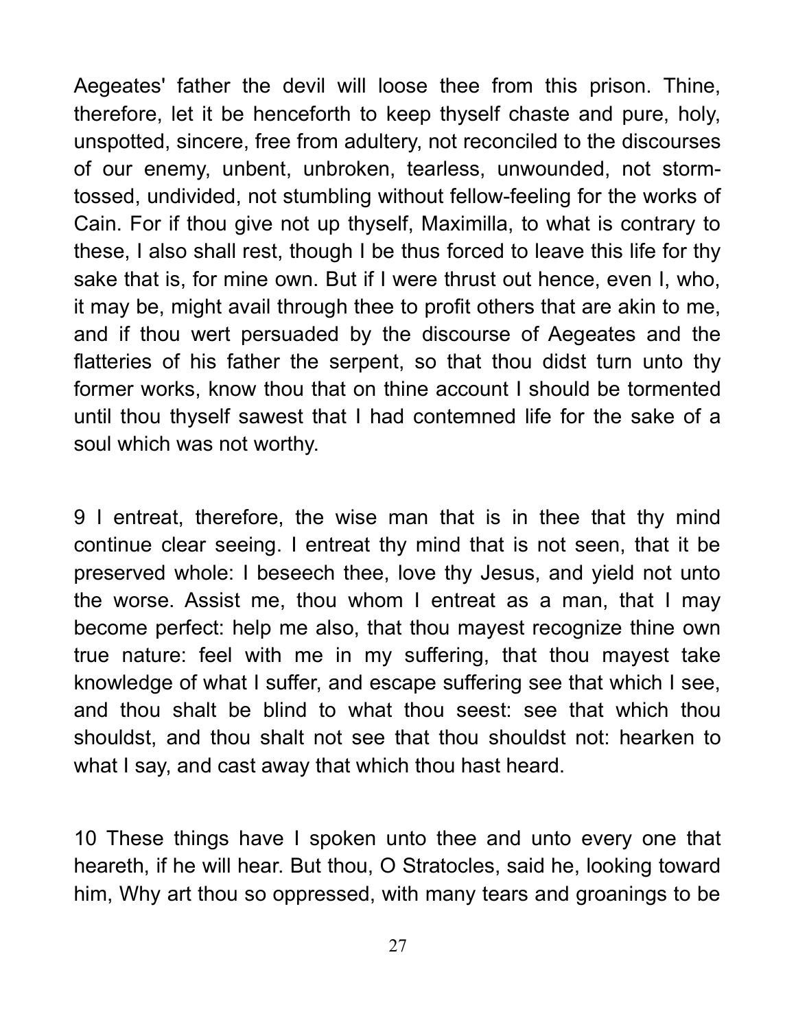Aegeates' father the devil will loose thee from this prison. Thine, therefore, let it be henceforth to keep thyself chaste and pure, holy, unspotted, sincere, free from adultery, not reconciled to the discourses of our enemy, unbent, unbroken, tearless, unwounded, not storm-tossed, undivided, not stumbling without fellow-feeling for the works of Cain. For if thou give not up thyself, Maximilla, to what is contrary to these, I also shall rest, though I be thus forced to leave this life for thy sake that is, for mine own. But if I were thrust out hence, even I, who, it may be, might avail through thee to profit others that are akin to me, and if thou wert persuaded by the discourse of Aegeates and the flatteries of his father the serpent, so that thou didst turn unto thy former works, know thou that on thine account I should be tormented until thou thyself sawest that I had contemned life for the sake of a soul which was not worthy.

9 I entreat, therefore, the wise man that is in thee that thy mind continue clear seeing. I entreat thy mind that is not seen, that it be preserved whole: I beseech thee, love thy Jesus, and yield not unto the worse. Assist me, thou whom I entreat as a man, that I may become perfect: help me also, that thou mayest recognize thine own true nature: feel with me in my suffering, that thou mayest take knowledge of what I suffer, and escape suffering see that which I see, and thou shalt be blind to what thou seest: see that which thou shouldst, and thou shalt not see that thou shouldst not: hearken to what I say, and cast away that which thou hast heard.

10 These things have I spoken unto thee and unto every one that heareth, if he will hear. But thou, O Stratocles, said he, looking toward him, Why art thou so oppressed, with many tears and groanings to be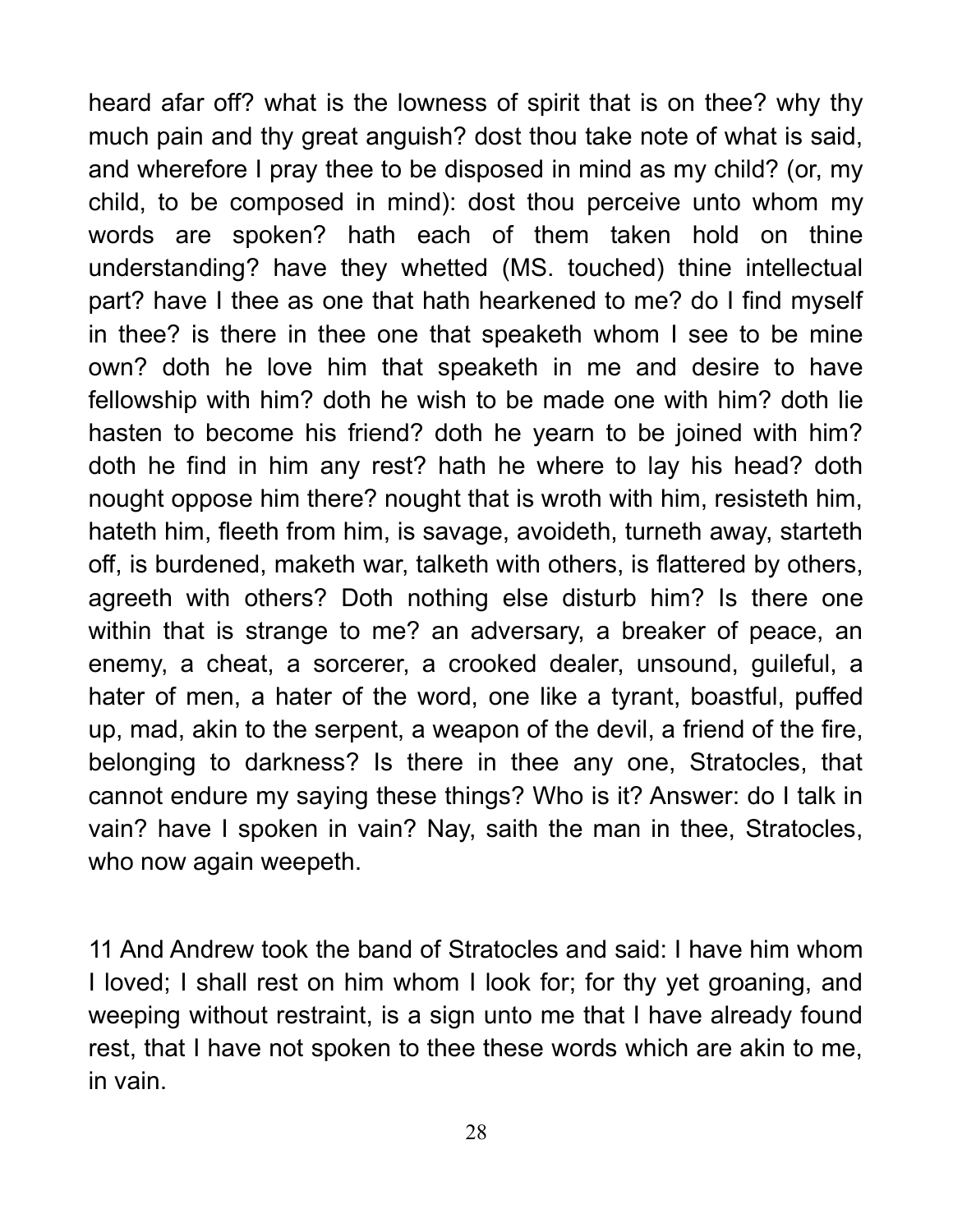heard afar off? what is the lowness of spirit that is on thee? why thy much pain and thy great anguish? dost thou take note of what is said, and wherefore I pray thee to be disposed in mind as my child? (or, my child, to be composed in mind): dost thou perceive unto whom my words are spoken? hath each of them taken hold on thine understanding? have they whetted (MS. touched) thine intellectual part? have I thee as one that hath hearkened to me? do I find myself in thee? is there in thee one that speaketh whom I see to be mine own? doth he love him that speaketh in me and desire to have fellowship with him? doth he wish to be made one with him? doth lie hasten to become his friend? doth he yearn to be joined with him? doth he find in him any rest? hath he where to lay his head? doth nought oppose him there? nought that is wroth with him, resisteth him, hateth him, fleeth from him, is savage, avoideth, turneth away, starteth off, is burdened, maketh war, talketh with others, is flattered by others, agreeth with others? Doth nothing else disturb him? Is there one within that is strange to me? an adversary, a breaker of peace, an enemy, a cheat, a sorcerer, a crooked dealer, unsound, guileful, a hater of men, a hater of the word, one like a tyrant, boastful, puffed up, mad, akin to the serpent, a weapon of the devil, a friend of the fire, belonging to darkness? Is there in thee any one, Stratocles, that cannot endure my saying these things? Who is it? Answer: do I talk in vain? have I spoken in vain? Nay, saith the man in thee, Stratocles, who now again weepeth.

11 And Andrew took the band of Stratocles and said: I have him whom I loved; I shall rest on him whom I look for; for thy yet groaning, and weeping without restraint, is a sign unto me that I have already found rest, that I have not spoken to thee these words which are akin to me, in vain.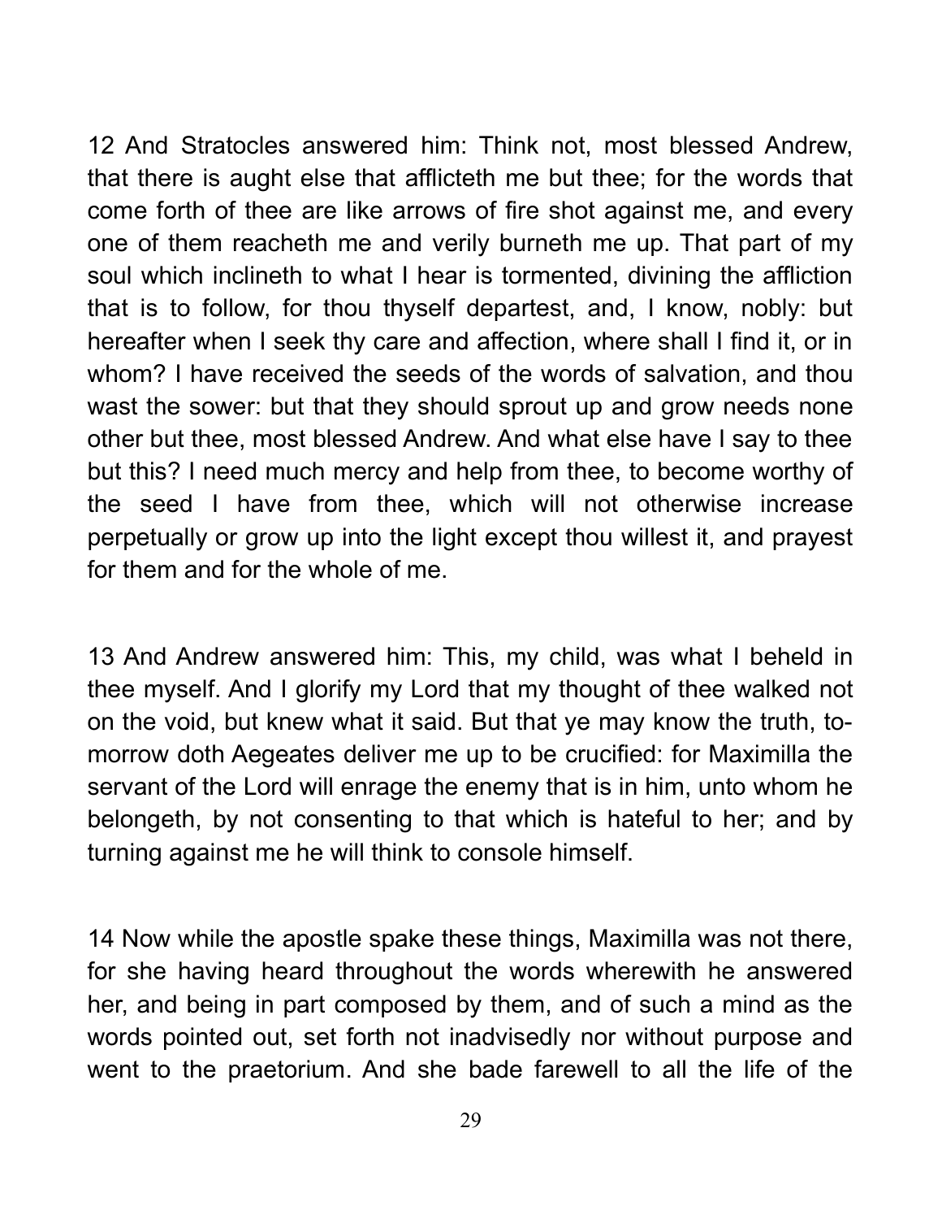12 And Stratocles answered him: Think not, most blessed Andrew, that there is aught else that afflicteth me but thee; for the words that come forth of thee are like arrows of fire shot against me, and every one of them reacheth me and verily burneth me up. That part of my soul which inclineth to what I hear is tormented, divining the affliction that is to follow, for thou thyself departest, and, I know, nobly: but hereafter when I seek thy care and affection, where shall I find it, or in whom? I have received the seeds of the words of salvation, and thou wast the sower: but that they should sprout up and grow needs none other but thee, most blessed Andrew. And what else have I say to thee but this? I need much mercy and help from thee, to become worthy of the seed I have from thee, which will not otherwise increase perpetually or grow up into the light except thou willest it, and prayest for them and for the whole of me.

13 And Andrew answered him: This, my child, was what I beheld in thee myself. And I glorify my Lord that my thought of thee walked not on the void, but knew what it said. But that ye may know the truth, to-morrow doth Aegeates deliver me up to be crucified: for Maximilla the servant of the Lord will enrage the enemy that is in him, unto whom he belongeth, by not consenting to that which is hateful to her; and by turning against me he will think to console himself.

14 Now while the apostle spake these things, Maximilla was not there, for she having heard throughout the words wherewith he answered her, and being in part composed by them, and of such a mind as the words pointed out, set forth not inadvisedly nor without purpose and went to the praetorium. And she bade farewell to all the life of the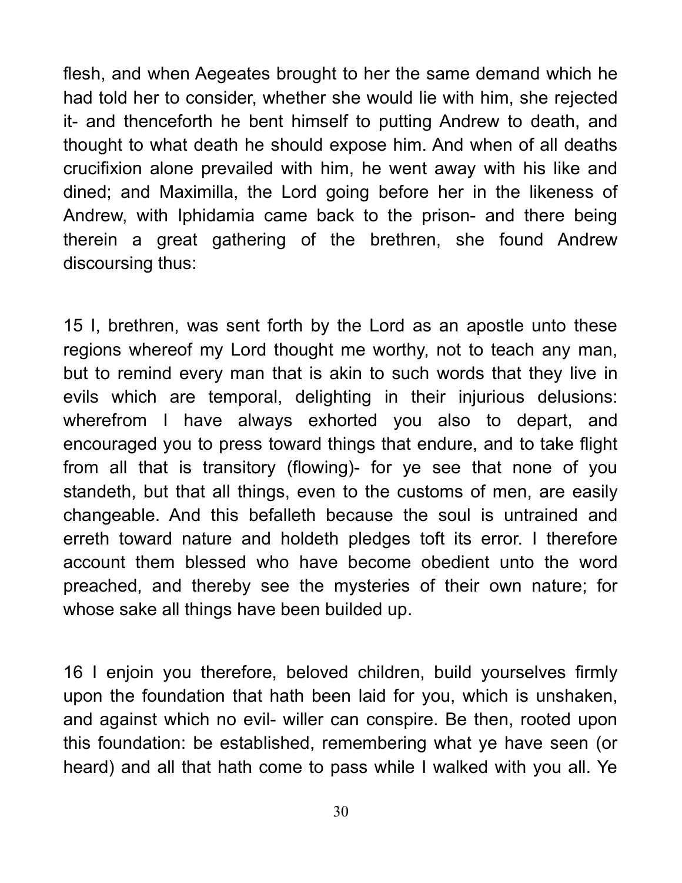flesh, and when Aegeates brought to her the same demand which he had told her to consider, whether she would lie with him, she rejected it- and thenceforth he bent himself to putting Andrew to death, and thought to what death he should expose him. And when of all deaths crucifixion alone prevailed with him, he went away with his like and dined; and Maximilla, the Lord going before her in the likeness of Andrew, with Iphidamia came back to the prison- and there being therein a great gathering of the brethren, she found Andrew discoursing thus:

15 I, brethren, was sent forth by the Lord as an apostle unto these regions whereof my Lord thought me worthy, not to teach any man, but to remind every man that is akin to such words that they live in evils which are temporal, delighting in their injurious delusions: wherefrom I have always exhorted you also to depart, and encouraged you to press toward things that endure, and to take flight from all that is transitory (flowing)- for ye see that none of you standeth, but that all things, even to the customs of men, are easily changeable. And this befalleth because the soul is untrained and erreth toward nature and holdeth pledges toft its error. I therefore account them blessed who have become obedient unto the word preached, and thereby see the mysteries of their own nature; for whose sake all things have been builded up.

16 I enjoin you therefore, beloved children, build yourselves firmly upon the foundation that hath been laid for you, which is unshaken, and against which no evil- willer can conspire. Be then, rooted upon this foundation: be established, remembering what ye have seen (or heard) and all that hath come to pass while I walked with you all. Ye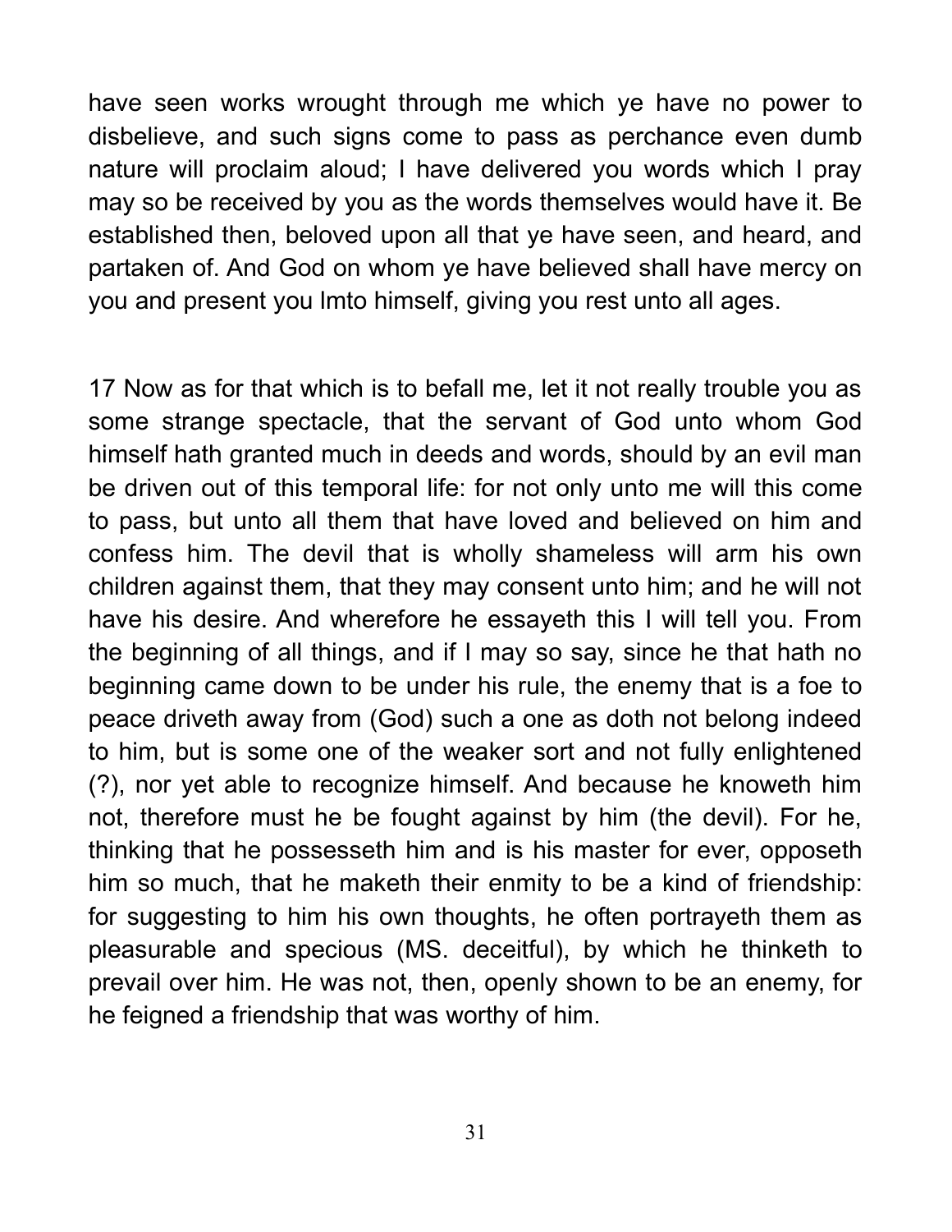have seen works wrought through me which ye have no power to disbelieve, and such signs come to pass as perchance even dumb nature will proclaim aloud; I have delivered you words which I pray may so be received by you as the words themselves would have it. Be established then, beloved upon all that ye have seen, and heard, and partaken of. And God on whom ye have believed shall have mercy on you and present you lmto himself, giving you rest unto all ages.

17 Now as for that which is to befall me, let it not really trouble you as some strange spectacle, that the servant of God unto whom God himself hath granted much in deeds and words, should by an evil man be driven out of this temporal life: for not only unto me will this come to pass, but unto all them that have loved and believed on him and confess him. The devil that is wholly shameless will arm his own children against them, that they may consent unto him; and he will not have his desire. And wherefore he essayeth this I will tell you. From the beginning of all things, and if I may so say, since he that hath no beginning came down to be under his rule, the enemy that is a foe to peace driveth away from (God) such a one as doth not belong indeed to him, but is some one of the weaker sort and not fully enlightened (?), nor yet able to recognize himself. And because he knoweth him not, therefore must he be fought against by him (the devil). For he, thinking that he possesseth him and is his master for ever, opposeth him so much, that he maketh their enmity to be a kind of friendship: for suggesting to him his own thoughts, he often portrayeth them as pleasurable and specious (MS. deceitful), by which he thinketh to prevail over him. He was not, then, openly shown to be an enemy, for he feigned a friendship that was worthy of him.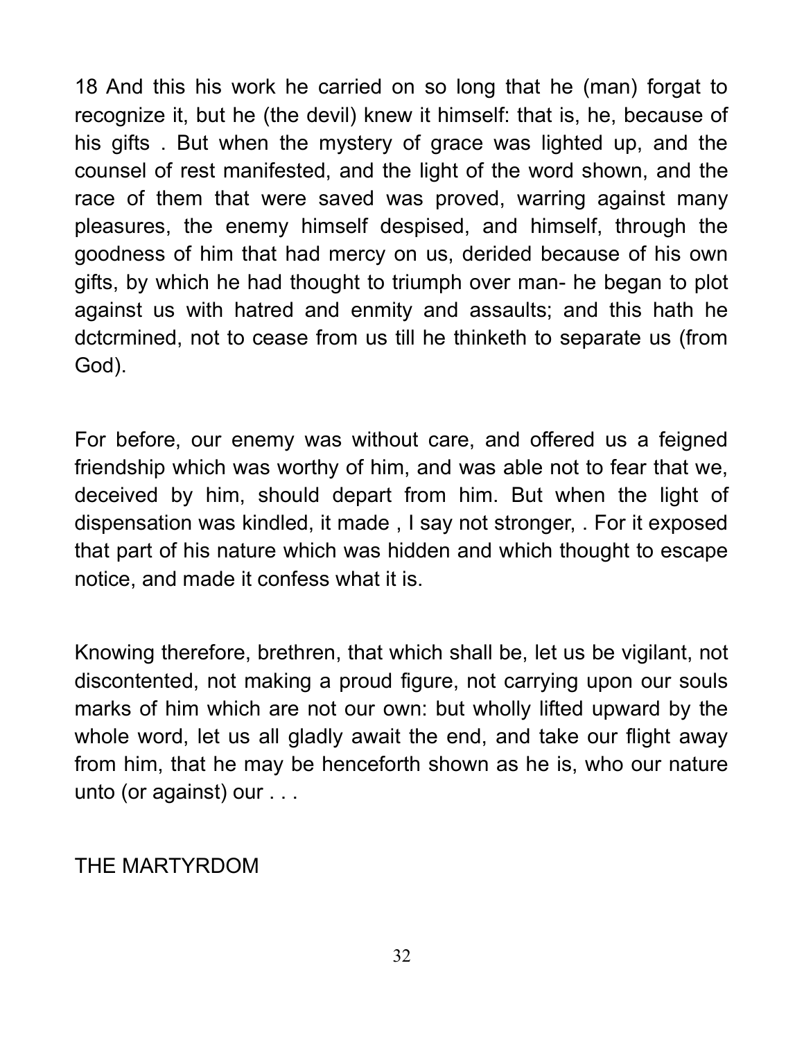18 And this his work he carried on so long that he (man) forgat to recognize it, but he (the devil) knew it himself: that is, he, because of his gifts . But when the mystery of grace was lighted up, and the counsel of rest manifested, and the light of the word shown, and the race of them that were saved was proved, warring against many pleasures, the enemy himself despised, and himself, through the goodness of him that had mercy on us, derided because of his own gifts, by which he had thought to triumph over man- he began to plot against us with hatred and enmity and assaults; and this hath he dctcrmined, not to cease from us till he thinketh to separate us (from God).

For before, our enemy was without care, and offered us a feigned friendship which was worthy of him, and was able not to fear that we, deceived by him, should depart from him. But when the light of dispensation was kindled, it made , I say not stronger, . For it exposed that part of his nature which was hidden and which thought to escape notice, and made it confess what it is.

Knowing therefore, brethren, that which shall be, let us be vigilant, not discontented, not making a proud figure, not carrying upon our souls marks of him which are not our own: but wholly lifted upward by the whole word, let us all gladly await the end, and take our flight away from him, that he may be henceforth shown as he is, who our nature unto (or against) our . . .

THE MARTYRDOM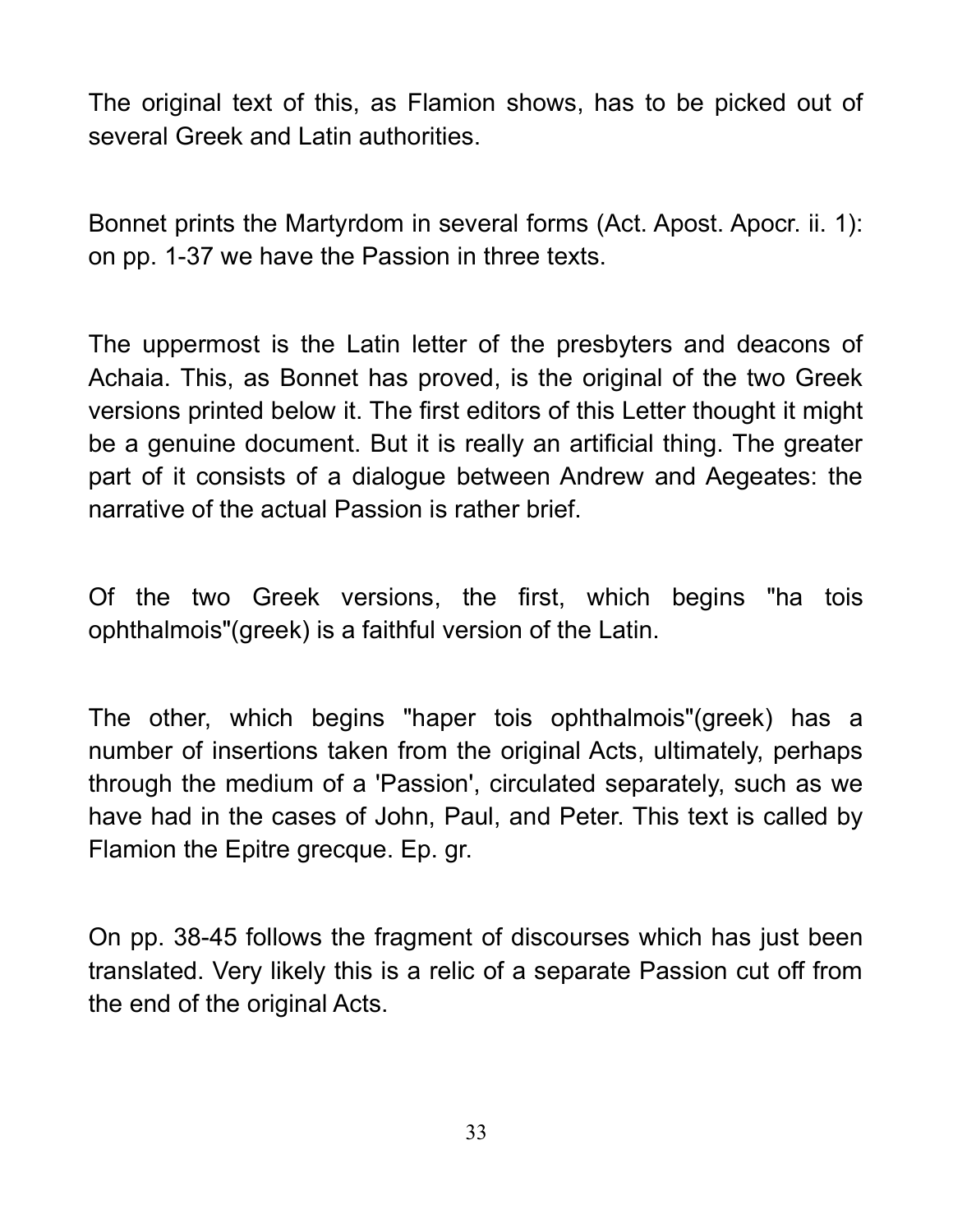The original text of this, as Flamion shows, has to be picked out of several Greek and Latin authorities.

Bonnet prints the Martyrdom in several forms (Act. Apost. Apocr. ii. 1): on pp. 1-37 we have the Passion in three texts.

The uppermost is the Latin letter of the presbyters and deacons of Achaia. This, as Bonnet has proved, is the original of the two Greek versions printed below it. The first editors of this Letter thought it might be a genuine document. But it is really an artificial thing. The greater part of it consists of a dialogue between Andrew and Aegeates: the narrative of the actual Passion is rather brief.

Of the two Greek versions, the first, which begins "ha tois ophthalmois"(greek) is a faithful version of the Latin.

The other, which begins "haper tois ophthalmois"(greek) has a number of insertions taken from the original Acts, ultimately, perhaps through the medium of a 'Passion', circulated separately, such as we have had in the cases of John, Paul, and Peter. This text is called by Flamion the Epitre grecque. Ep. gr.

On pp. 38-45 follows the fragment of discourses which has just been translated. Very likely this is a relic of a separate Passion cut off from the end of the original Acts.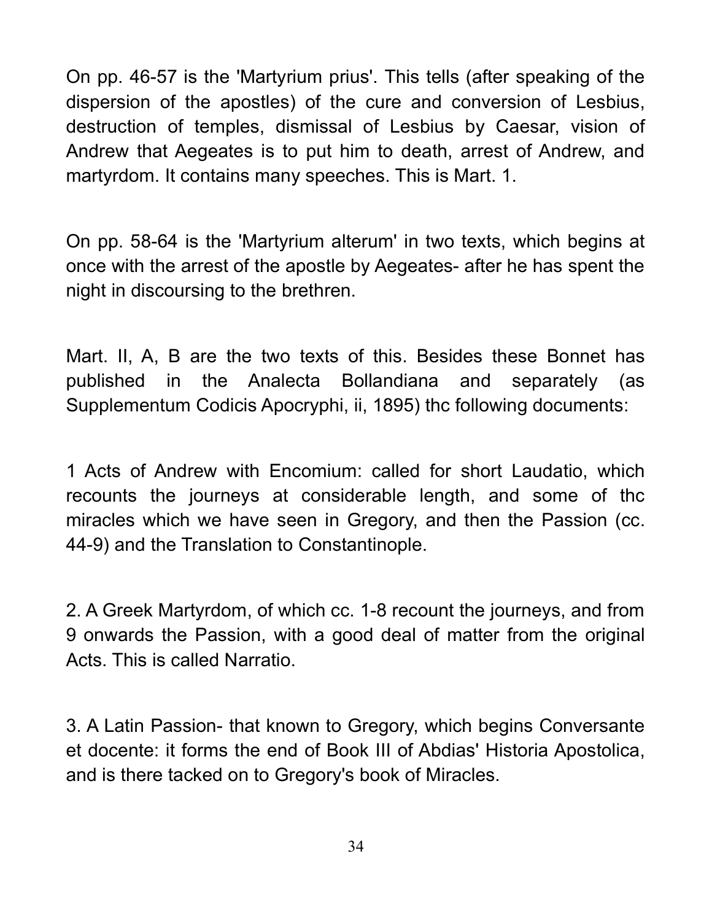On pp. 46-57 is the 'Martyrium prius'. This tells (after speaking of the dispersion of the apostles) of the cure and conversion of Lesbius, destruction of temples, dismissal of Lesbius by Caesar, vision of Andrew that Aegeates is to put him to death, arrest of Andrew, and martyrdom. It contains many speeches. This is Mart. 1.

On pp. 58-64 is the 'Martyrium alterum' in two texts, which begins at once with the arrest of the apostle by Aegeates- after he has spent the night in discoursing to the brethren.

Mart. II, A, B are the two texts of this. Besides these Bonnet has published in the Analecta Bollandiana and separately (as Supplementum Codicis Apocryphi, ii, 1895) thc following documents:

1 Acts of Andrew with Encomium: called for short Laudatio, which recounts the journeys at considerable length, and some of thc miracles which we have seen in Gregory, and then the Passion (cc. 44-9) and the Translation to Constantinople.

2. A Greek Martyrdom, of which cc. 1-8 recount the journeys, and from 9 onwards the Passion, with a good deal of matter from the original Acts. This is called Narratio.

3. A Latin Passion- that known to Gregory, which begins Conversante et docente: it forms the end of Book III of Abdias' Historia Apostolica, and is there tacked on to Gregory's book of Miracles.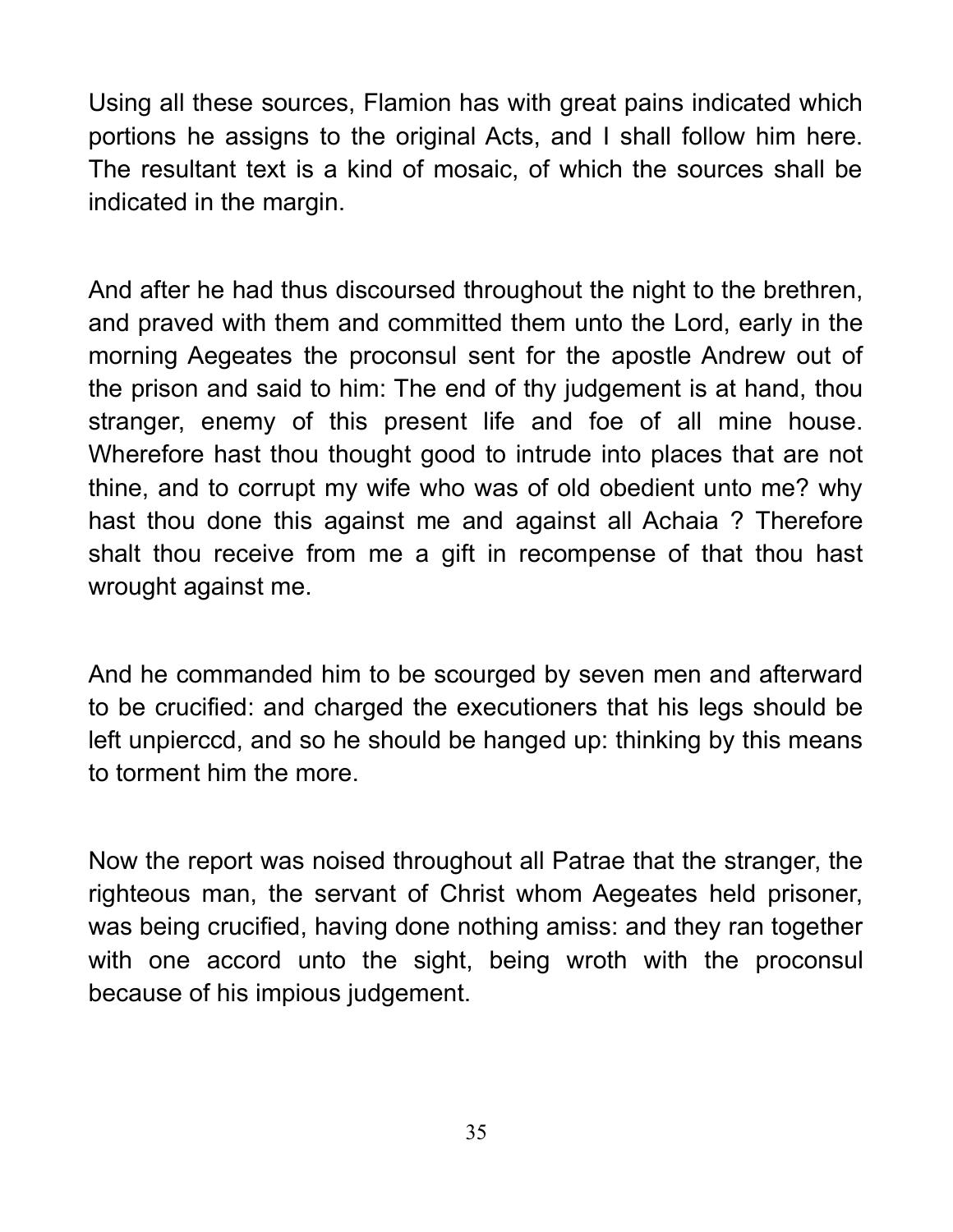Using all these sources, Flamion has with great pains indicated which portions he assigns to the original Acts, and I shall follow him here. The resultant text is a kind of mosaic, of which the sources shall be indicated in the margin.

And after he had thus discoursed throughout the night to the brethren, and praved with them and committed them unto the Lord, early in the morning Aegeates the proconsul sent for the apostle Andrew out of the prison and said to him: The end of thy judgement is at hand, thou stranger, enemy of this present life and foe of all mine house. Wherefore hast thou thought good to intrude into places that are not thine, and to corrupt my wife who was of old obedient unto me? why hast thou done this against me and against all Achaia ? Therefore shalt thou receive from me a gift in recompense of that thou hast wrought against me.

And he commanded him to be scourged by seven men and afterward to be crucified: and charged the executioners that his legs should be left unpierccd, and so he should be hanged up: thinking by this means to torment him the more.

Now the report was noised throughout all Patrae that the stranger, the righteous man, the servant of Christ whom Aegeates held prisoner, was being crucified, having done nothing amiss: and they ran together with one accord unto the sight, being wroth with the proconsul because of his impious judgement.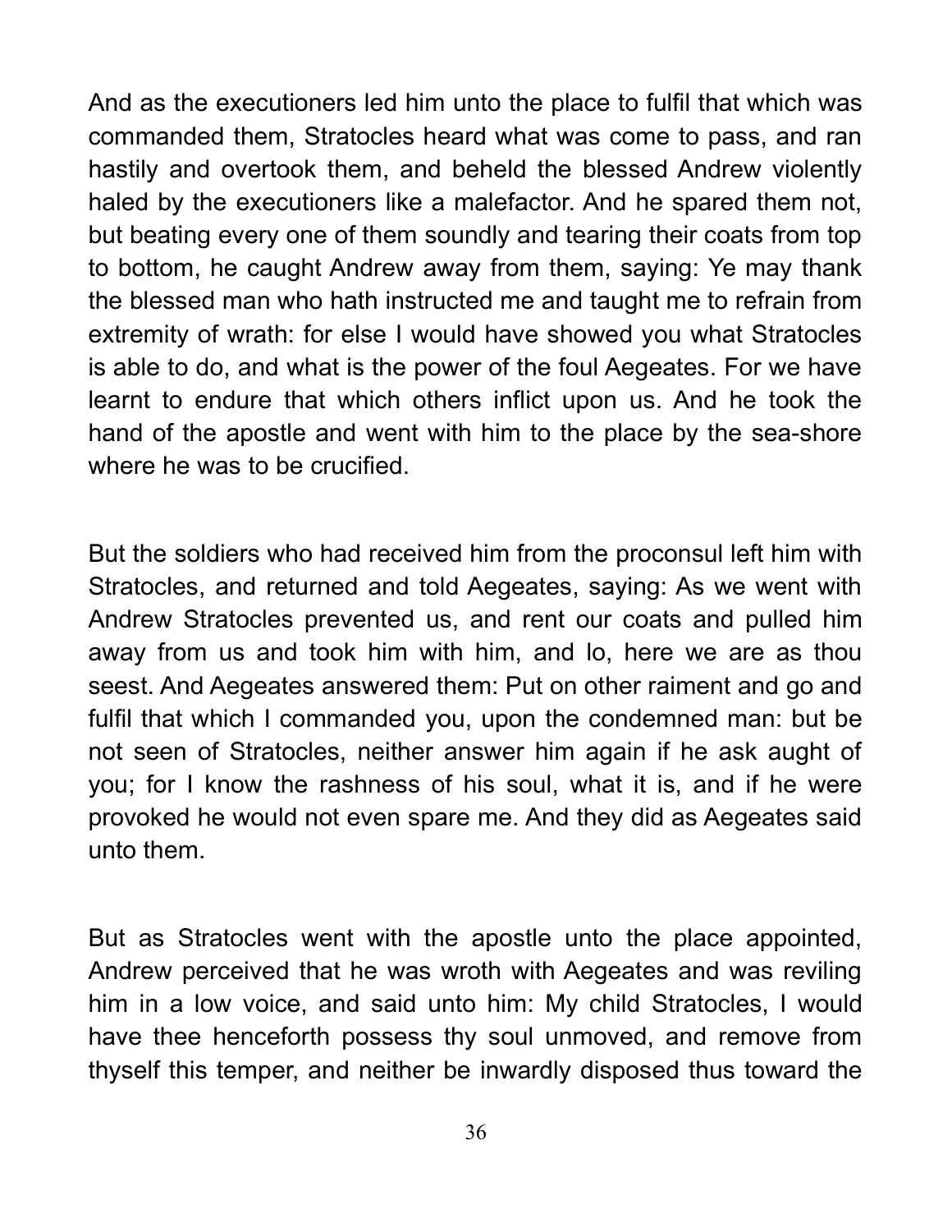And as the executioners led him unto the place to fulfil that which was commanded them, Stratocles heard what was come to pass, and ran hastily and overtook them, and beheld the blessed Andrew violently haled by the executioners like a malefactor. And he spared them not, but beating every one of them soundly and tearing their coats from top to bottom, he caught Andrew away from them, saying: Ye may thank the blessed man who hath instructed me and taught me to refrain from extremity of wrath: for else I would have showed you what Stratocles is able to do, and what is the power of the foul Aegeates. For we have learnt to endure that which others inflict upon us. And he took the hand of the apostle and went with him to the place by the sea-shore where he was to be crucified.

But the soldiers who had received him from the proconsul left him with Stratocles, and returned and told Aegeates, saying: As we went with Andrew Stratocles prevented us, and rent our coats and pulled him away from us and took him with him, and lo, here we are as thou seest. And Aegeates answered them: Put on other raiment and go and fulfil that which I commanded you, upon the condemned man: but be not seen of Stratocles, neither answer him again if he ask aught of you; for I know the rashness of his soul, what it is, and if he were provoked he would not even spare me. And they did as Aegeates said unto them.

But as Stratocles went with the apostle unto the place appointed, Andrew perceived that he was wroth with Aegeates and was reviling him in a low voice, and said unto him: My child Stratocles, I would have thee henceforth possess thy soul unmoved, and remove from thyself this temper, and neither be inwardly disposed thus toward the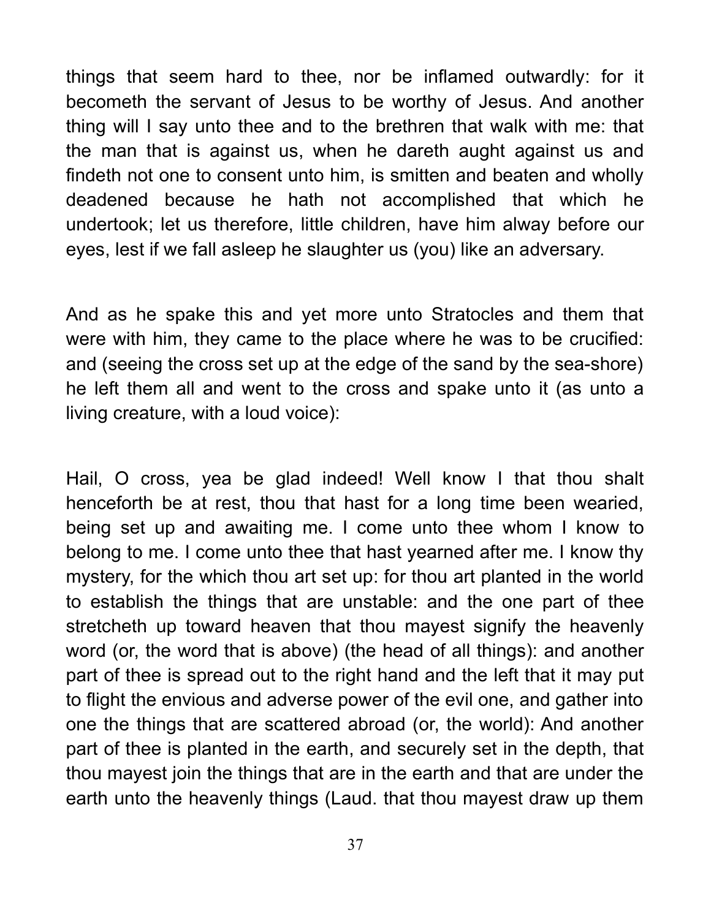things that seem hard to thee, nor be inflamed outwardly: for it becometh the servant of Jesus to be worthy of Jesus. And another thing will I say unto thee and to the brethren that walk with me: that the man that is against us, when he dareth aught against us and findeth not one to consent unto him, is smitten and beaten and wholly deadened because he hath not accomplished that which he undertook; let us therefore, little children, have him alway before our eyes, lest if we fall asleep he slaughter us (you) like an adversary.

And as he spake this and yet more unto Stratocles and them that were with him, they came to the place where he was to be crucified: and (seeing the cross set up at the edge of the sand by the sea-shore) he left them all and went to the cross and spake unto it (as unto a living creature, with a loud voice):

Hail, O cross, yea be glad indeed! Well know I that thou shalt henceforth be at rest, thou that hast for a long time been wearied, being set up and awaiting me. I come unto thee whom I know to belong to me. I come unto thee that hast yearned after me. I know thy mystery, for the which thou art set up: for thou art planted in the world to establish the things that are unstable: and the one part of thee stretcheth up toward heaven that thou mayest signify the heavenly word (or, the word that is above) (the head of all things): and another part of thee is spread out to the right hand and the left that it may put to flight the envious and adverse power of the evil one, and gather into one the things that are scattered abroad (or, the world): And another part of thee is planted in the earth, and securely set in the depth, that thou mayest join the things that are in the earth and that are under the earth unto the heavenly things (Laud. that thou mayest draw up them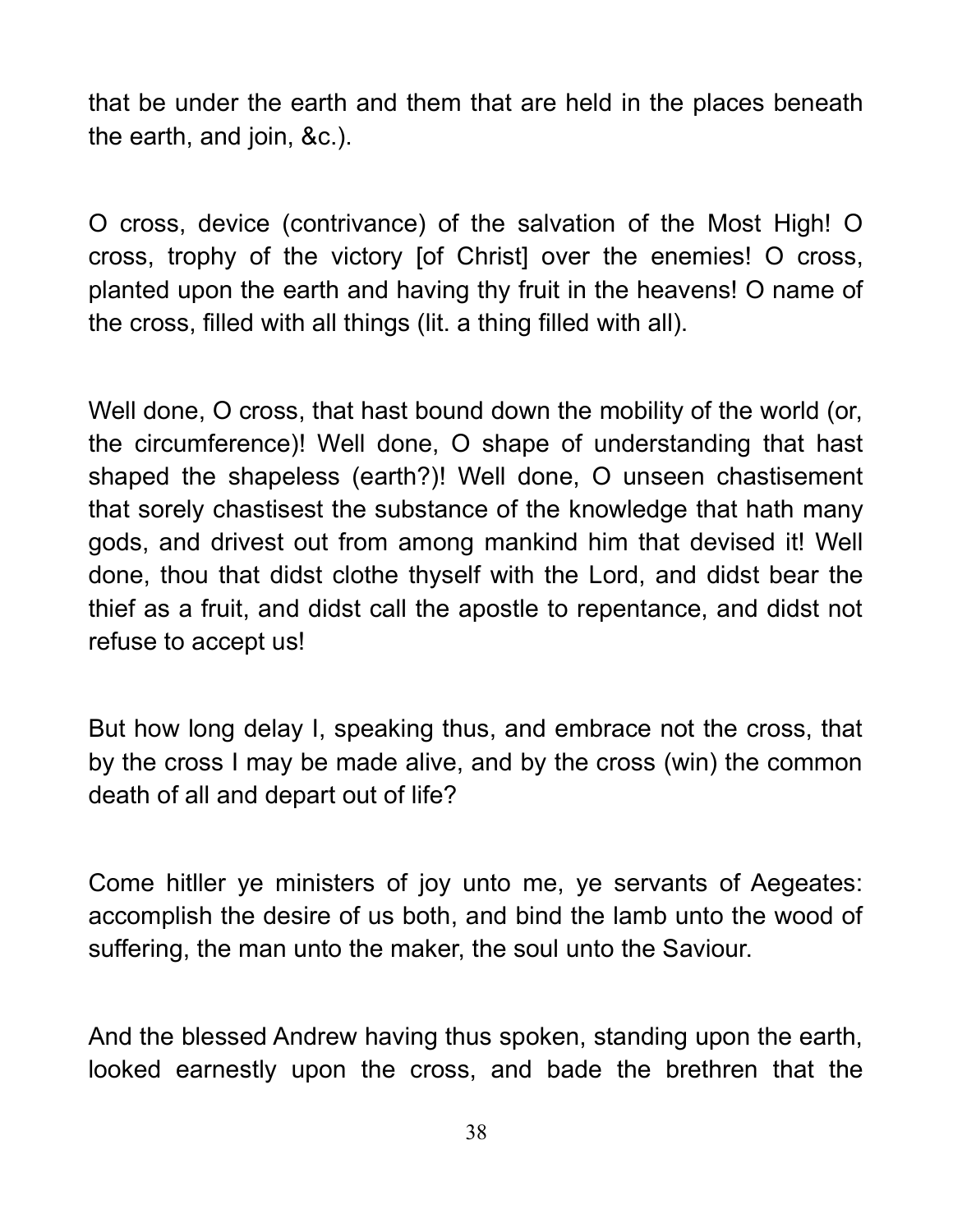that be under the earth and them that are held in the places beneath the earth, and join, &c.).

O cross, device (contrivance) of the salvation of the Most High! O cross, trophy of the victory [of Christ] over the enemies! O cross, planted upon the earth and having thy fruit in the heavens! O name of the cross, filled with all things (lit. a thing filled with all).

Well done, O cross, that hast bound down the mobility of the world (or, the circumference)! Well done, O shape of understanding that hast shaped the shapeless (earth?)! Well done, O unseen chastisement that sorely chastisest the substance of the knowledge that hath many gods, and drivest out from among mankind him that devised it! Well done, thou that didst clothe thyself with the Lord, and didst bear the thief as a fruit, and didst call the apostle to repentance, and didst not refuse to accept us!

But how long delay I, speaking thus, and embrace not the cross, that by the cross I may be made alive, and by the cross (win) the common death of all and depart out of life?

Come hitller ye ministers of joy unto me, ye servants of Aegeates: accomplish the desire of us both, and bind the lamb unto the wood of suffering, the man unto the maker, the soul unto the Saviour.

And the blessed Andrew having thus spoken, standing upon the earth, looked earnestly upon the cross, and bade the brethren that the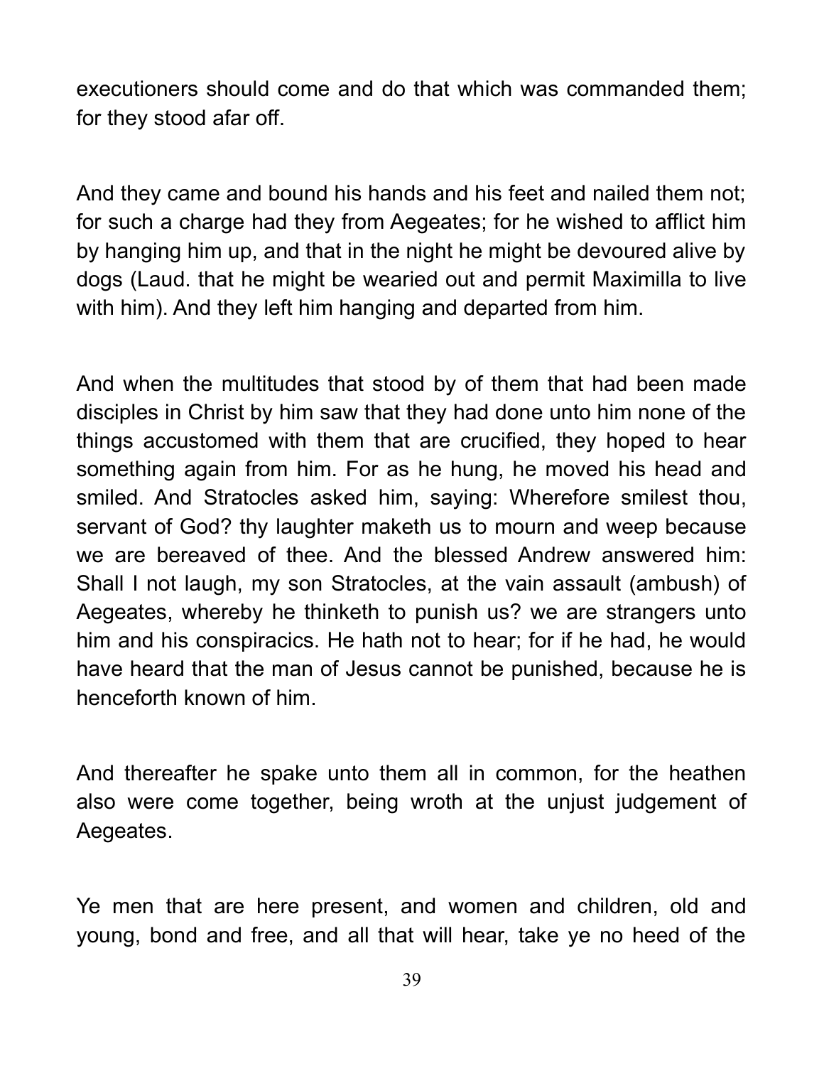executioners should come and do that which was commanded them; for they stood afar off.

And they came and bound his hands and his feet and nailed them not; for such a charge had they from Aegeates; for he wished to afflict him by hanging him up, and that in the night he might be devoured alive by dogs (Laud. that he might be wearied out and permit Maximilla to live with him). And they left him hanging and departed from him.

And when the multitudes that stood by of them that had been made disciples in Christ by him saw that they had done unto him none of the things accustomed with them that are crucified, they hoped to hear something again from him. For as he hung, he moved his head and smiled. And Stratocles asked him, saying: Wherefore smilest thou, servant of God? thy laughter maketh us to mourn and weep because we are bereaved of thee. And the blessed Andrew answered him: Shall I not laugh, my son Stratocles, at the vain assault (ambush) of Aegeates, whereby he thinketh to punish us? we are strangers unto him and his conspiracics. He hath not to hear; for if he had, he would have heard that the man of Jesus cannot be punished, because he is henceforth known of him.

And thereafter he spake unto them all in common, for the heathen also were come together, being wroth at the unjust judgement of Aegeates.

Ye men that are here present, and women and children, old and young, bond and free, and all that will hear, take ye no heed of the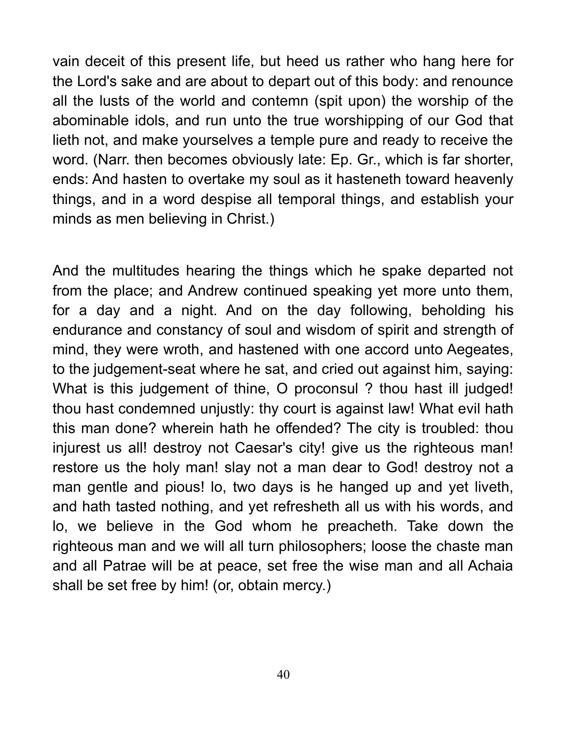vain deceit of this present life, but heed us rather who hang here for the Lord's sake and are about to depart out of this body: and renounce all the lusts of the world and contemn (spit upon) the worship of the abominable idols, and run unto the true worshipping of our God that lieth not, and make yourselves a temple pure and ready to receive the word. (Narr. then becomes obviously late: Ep. Gr., which is far shorter, ends: And hasten to overtake my soul as it hasteneth toward heavenly things, and in a word despise all temporal things, and establish your minds as men believing in Christ.)

And the multitudes hearing the things which he spake departed not from the place; and Andrew continued speaking yet more unto them, for a day and a night. And on the day following, beholding his endurance and constancy of soul and wisdom of spirit and strength of mind, they were wroth, and hastened with one accord unto Aegeates, to the judgement-seat where he sat, and cried out against him, saying: What is this judgement of thine, O proconsul ? thou hast ill judged! thou hast condemned unjustly: thy court is against law! What evil hath this man done? wherein hath he offended? The city is troubled: thou injurest us all! destroy not Caesar's city! give us the righteous man! restore us the holy man! slay not a man dear to God! destroy not a man gentle and pious! lo, two days is he hanged up and yet liveth, and hath tasted nothing, and yet refresheth all us with his words, and lo, we believe in the God whom he preacheth. Take down the righteous man and we will all turn philosophers; loose the chaste man and all Patrae will be at peace, set free the wise man and all Achaia shall be set free by him! (or, obtain mercy.)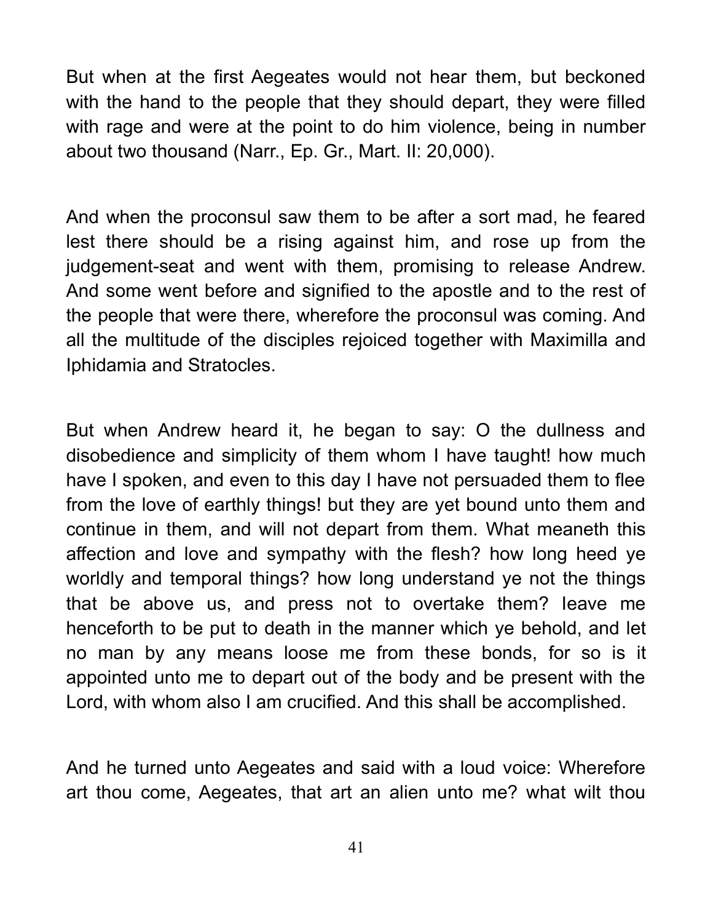But when at the first Aegeates would not hear them, but beckoned with the hand to the people that they should depart, they were filled with rage and were at the point to do him violence, being in number about two thousand (Narr., Ep. Gr., Mart. II: 20,000).

And when the proconsul saw them to be after a sort mad, he feared lest there should be a rising against him, and rose up from the judgement-seat and went with them, promising to release Andrew. And some went before and signified to the apostle and to the rest of the people that were there, wherefore the proconsul was coming. And all the multitude of the disciples rejoiced together with Maximilla and Iphidamia and Stratocles.

But when Andrew heard it, he began to say: O the dullness and disobedience and simplicity of them whom I have taught! how much have I spoken, and even to this day I have not persuaded them to flee from the love of earthly things! but they are yet bound unto them and continue in them, and will not depart from them. What meaneth this affection and love and sympathy with the flesh? how long heed ye worldly and temporal things? how long understand ye not the things that be above us, and press not to overtake them? leave me henceforth to be put to death in the manner which ye behold, and let no man by any means loose me from these bonds, for so is it appointed unto me to depart out of the body and be present with the Lord, with whom also I am crucified. And this shall be accomplished.

And he turned unto Aegeates and said with a loud voice: Wherefore art thou come, Aegeates, that art an alien unto me? what wilt thou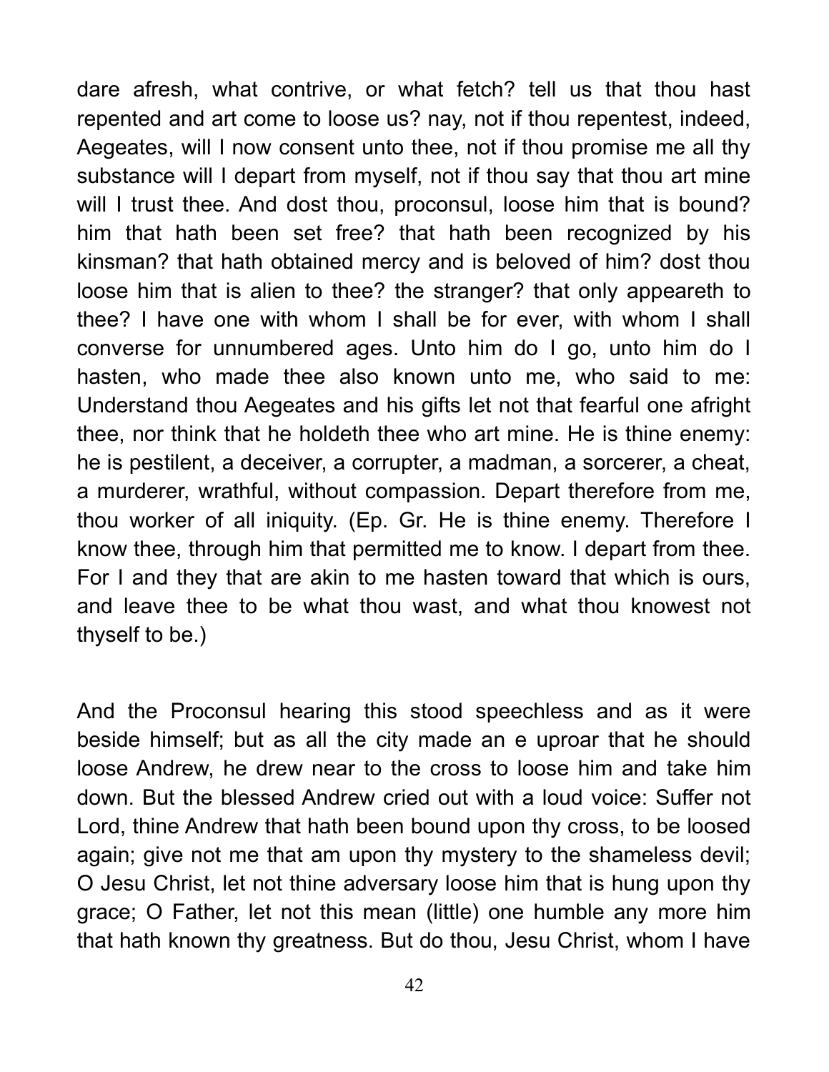dare afresh, what contrive, or what fetch? tell us that thou hast repented and art come to loose us? nay, not if thou repentest, indeed, Aegeates, will I now consent unto thee, not if thou promise me all thy substance will I depart from myself, not if thou say that thou art mine will I trust thee. And dost thou, proconsul, loose him that is bound? him that hath been set free? that hath been recognized by his kinsman? that hath obtained mercy and is beloved of him? dost thou loose him that is alien to thee? the stranger? that only appeareth to thee? I have one with whom I shall be for ever, with whom I shall converse for unnumbered ages. Unto him do I go, unto him do I hasten, who made thee also known unto me, who said to me: Understand thou Aegeates and his gifts let not that fearful one afright thee, nor think that he holdeth thee who art mine. He is thine enemy: he is pestilent, a deceiver, a corrupter, a madman, a sorcerer, a cheat, a murderer, wrathful, without compassion. Depart therefore from me, thou worker of all iniquity. (Ep. Gr. He is thine enemy. Therefore I know thee, through him that permitted me to know. I depart from thee. For I and they that are akin to me hasten toward that which is ours, and leave thee to be what thou wast, and what thou knowest not thyself to be.)

And the Proconsul hearing this stood speechless and as it were beside himself; but as all the city made an e uproar that he should loose Andrew, he drew near to the cross to loose him and take him down. But the blessed Andrew cried out with a loud voice: Suffer not Lord, thine Andrew that hath been bound upon thy cross, to be loosed again; give not me that am upon thy mystery to the shameless devil; O Jesu Christ, let not thine adversary loose him that is hung upon thy grace; O Father, let not this mean (little) one humble any more him that hath known thy greatness. But do thou, Jesu Christ, whom I have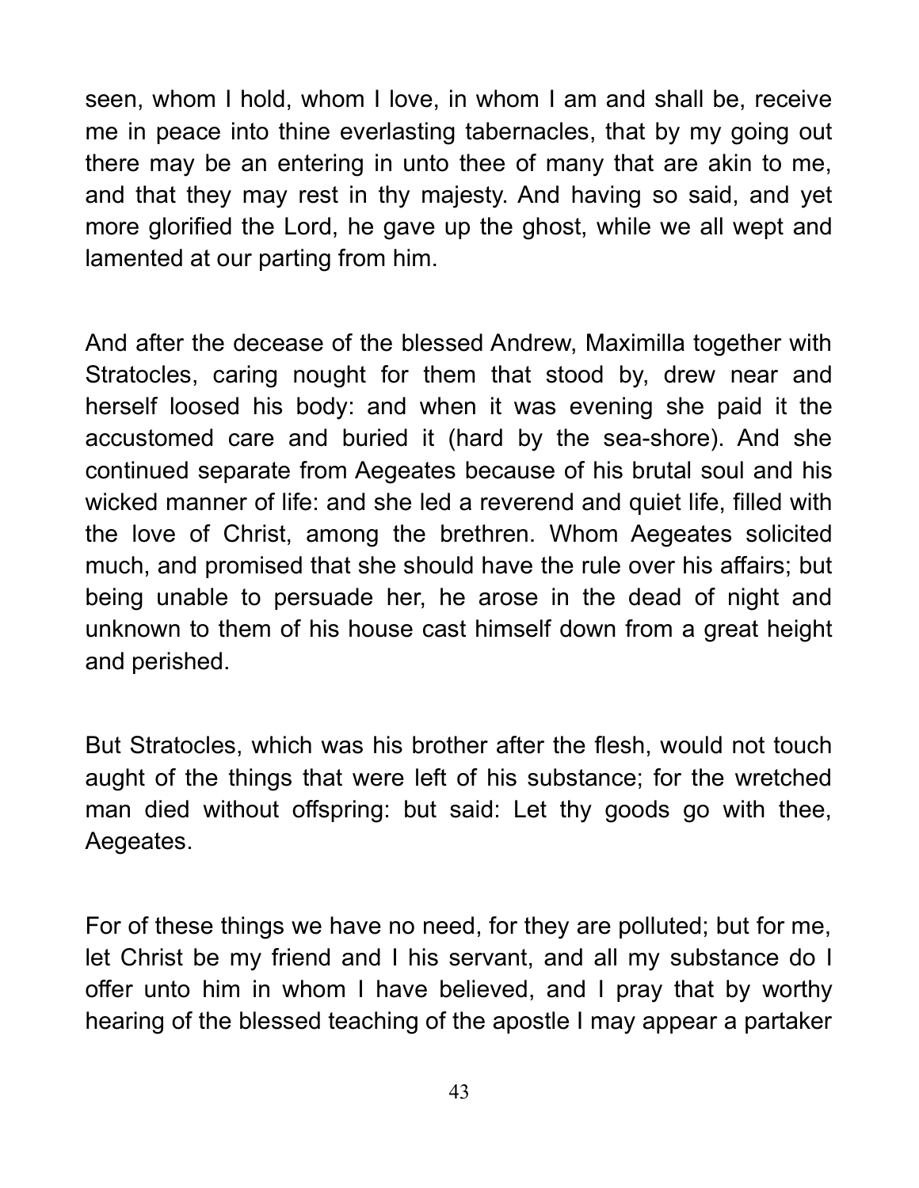seen, whom I hold, whom I love, in whom I am and shall be, receive me in peace into thine everlasting tabernacles, that by my going out there may be an entering in unto thee of many that are akin to me, and that they may rest in thy majesty. And having so said, and yet more glorified the Lord, he gave up the ghost, while we all wept and lamented at our parting from him.

And after the decease of the blessed Andrew, Maximilla together with Stratocles, caring nought for them that stood by, drew near and herself loosed his body: and when it was evening she paid it the accustomed care and buried it (hard by the sea-shore). And she continued separate from Aegeates because of his brutal soul and his wicked manner of life: and she led a reverend and quiet life, filled with the love of Christ, among the brethren. Whom Aegeates solicited much, and promised that she should have the rule over his affairs; but being unable to persuade her, he arose in the dead of night and unknown to them of his house cast himself down from a great height and perished.

But Stratocles, which was his brother after the flesh, would not touch aught of the things that were left of his substance; for the wretched man died without offspring: but said: Let thy goods go with thee, Aegeates.

For of these things we have no need, for they are polluted; but for me, let Christ be my friend and I his servant, and all my substance do I offer unto him in whom I have believed, and I pray that by worthy hearing of the blessed teaching of the apostle I may appear a partaker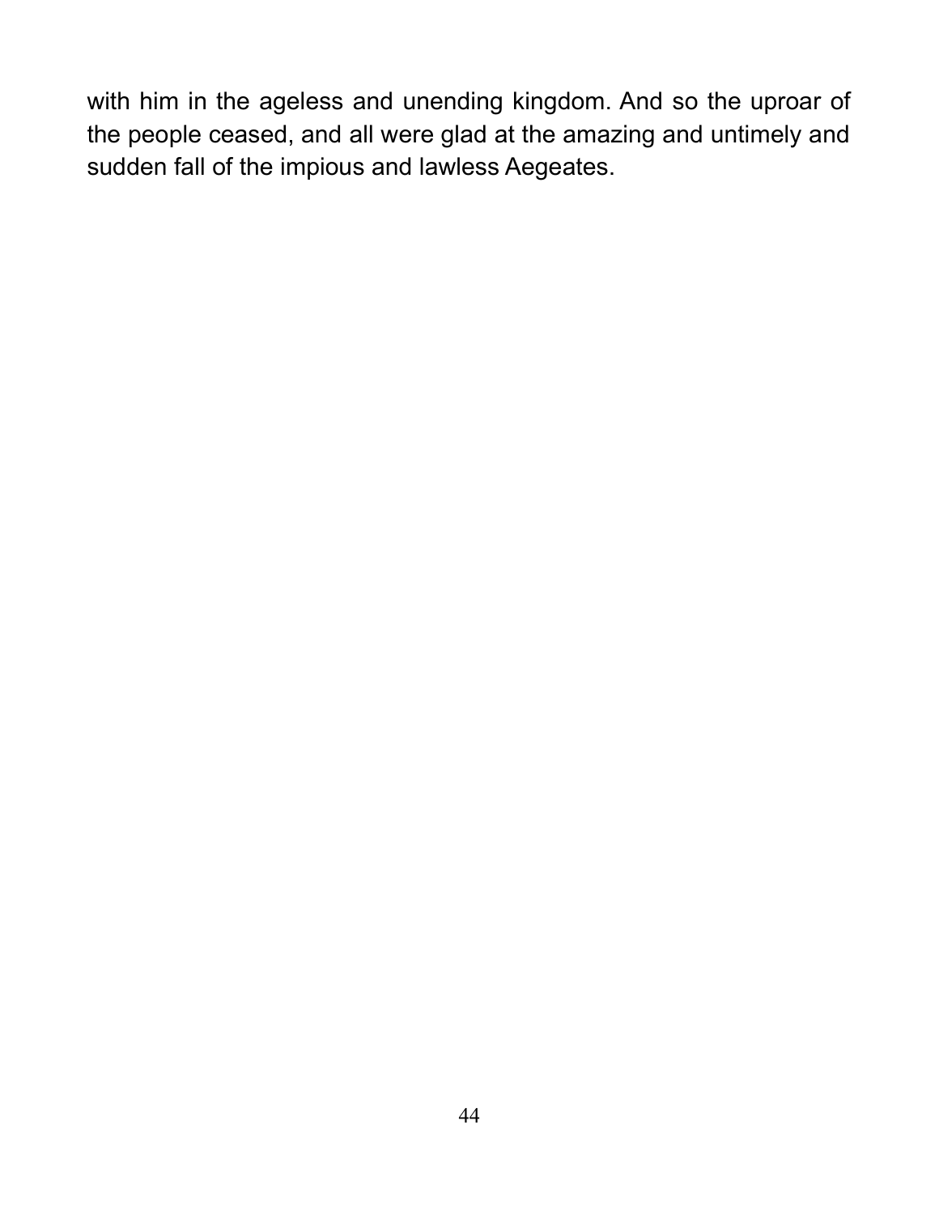with him in the ageless and unending kingdom. And so the uproar of the people ceased, and all were glad at the amazing and untimely and sudden fall of the impious and lawless Aegeates.